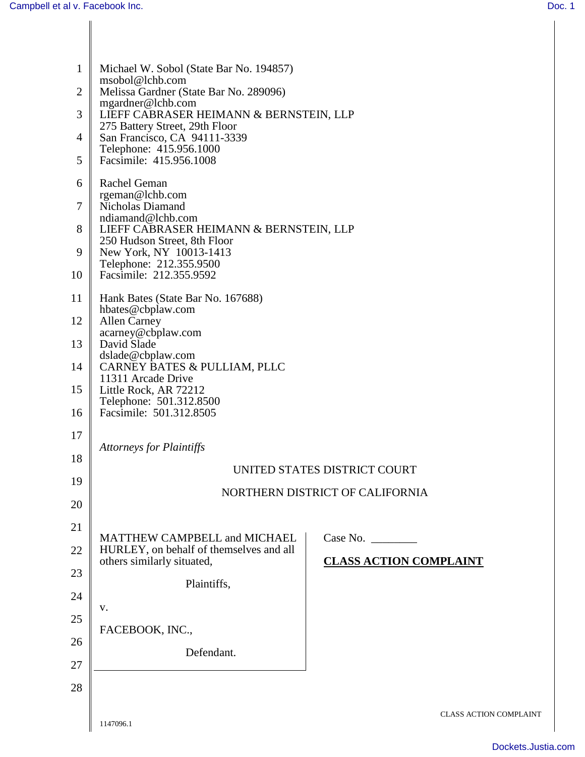Michael W. Sobol (State Bar No. 194857)
msobol@lchb.com
Melissa Gardner (State Bar No. 289096)
mgardner@lchb.com
LIEFF CABRASER HEIMANN & BERNSTEIN, LLP
275 Battery Street, 29th Floor
San Francisco, CA 94111-3339
Telephone: 415.956.1000
Facsimile: 415.956.1008

Rachel Geman
rgeman@lchb.com
Nicholas Diamand
ndiamand@lchb.com
LIEFF CABRASER HEIMANN & BERNSTEIN, LLP
250 Hudson Street, 8th Floor
New York, NY 10013-1413
Telephone: 212.355.9500
Facsimile: 212.355.9592

Hank Bates (State Bar No. 167688)
hbates@cbplaw.com
Allen Carney
acarney@cbplaw.com
David Slade
dslade@cbplaw.com
CARNEY BATES & PULLIAM, PLLC
11311 Arcade Drive
Little Rock, AR 72212
Telephone: 501.312.8500
Facsimile: 501.312.8505

*Attorneys for Plaintiffs*

UNITED STATES DISTRICT COURT

NORTHERN DISTRICT OF CALIFORNIA

MATTHEW CAMPBELL and MICHAEL HURLEY, on behalf of themselves and all others similarly situated,

Plaintiffs,

v.

FACEBOOK, INC.,

Defendant.

Case No. ________

**CLASS ACTION COMPLAINT**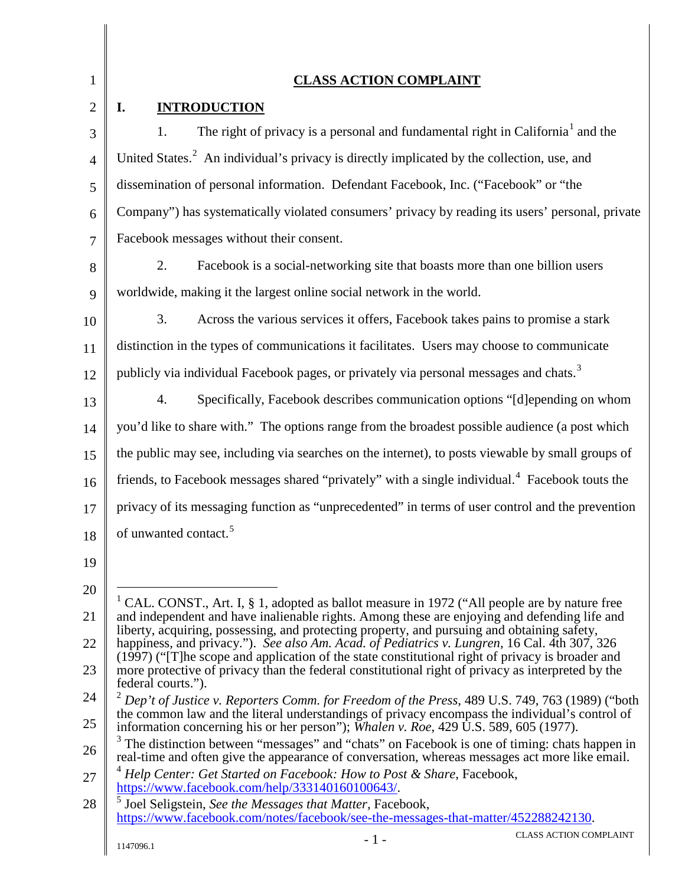## CLASS ACTION COMPLAINT

## I. INTRODUCTION

1. The right of privacy is a personal and fundamental right in California[1] and the United States.[2] An individual's privacy is directly implicated by the collection, use, and dissemination of personal information. Defendant Facebook, Inc. ("Facebook" or "the Company") has systematically violated consumers' privacy by reading its users' personal, private Facebook messages without their consent.

2. Facebook is a social-networking site that boasts more than one billion users worldwide, making it the largest online social network in the world.

3. Across the various services it offers, Facebook takes pains to promise a stark distinction in the types of communications it facilitates. Users may choose to communicate publicly via individual Facebook pages, or privately via personal messages and chats.[3]

4. Specifically, Facebook describes communication options "[d]epending on whom you'd like to share with." The options range from the broadest possible audience (a post which the public may see, including via searches on the internet), to posts viewable by small groups of friends, to Facebook messages shared "privately" with a single individual.[4] Facebook touts the privacy of its messaging function as "unprecedented" in terms of user control and the prevention of unwanted contact.[5]

---

[1] CAL. CONST., Art. I, § 1, adopted as ballot measure in 1972 ("All people are by nature free and independent and have inalienable rights. Among these are enjoying and defending life and liberty, acquiring, possessing, and protecting property, and pursuing and obtaining safety, happiness, and privacy."). *See also Am. Acad. of Pediatrics v. Lungren*, 16 Cal. 4th 307, 326 (1997) ("[T]he scope and application of the state constitutional right of privacy is broader and more protective of privacy than the federal constitutional right of privacy as interpreted by the federal courts.").

[2] *Dep't of Justice v. Reporters Comm. for Freedom of the Press*, 489 U.S. 749, 763 (1989) ("both the common law and the literal understandings of privacy encompass the individual's control of information concerning his or her person"); *Whalen v. Roe*, 429 U.S. 589, 605 (1977).

[3] The distinction between "messages" and "chats" on Facebook is one of timing: chats happen in real-time and often give the appearance of conversation, whereas messages act more like email.

[4] *Help Center: Get Started on Facebook: How to Post & Share*, Facebook, https://www.facebook.com/help/333140160100643/.

[5] Joel Seligstein, *See the Messages that Matter*, Facebook, https://www.facebook.com/notes/facebook/see-the-messages-that-matter/452288242130.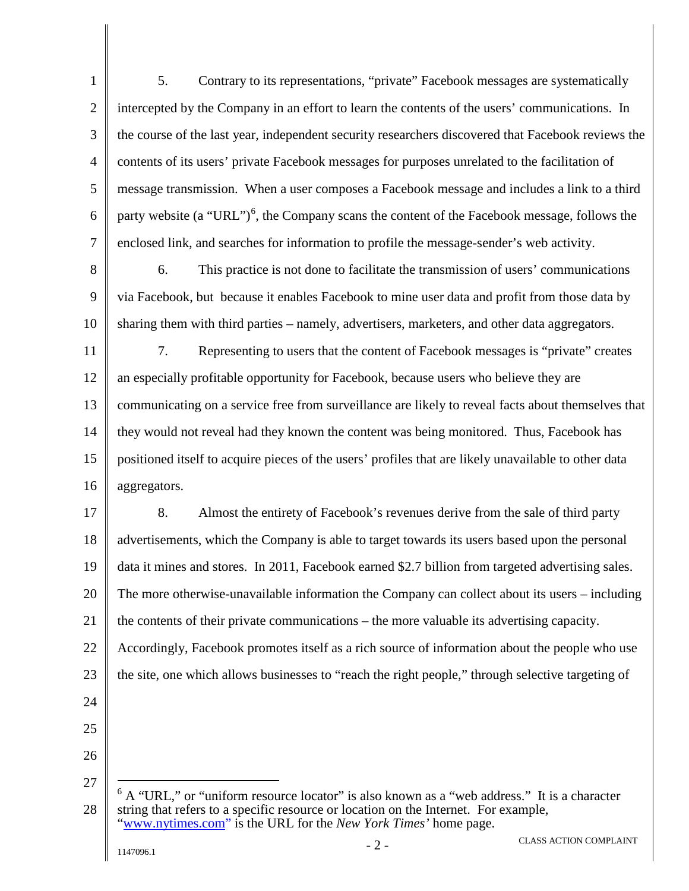5. Contrary to its representations, "private" Facebook messages are systematically intercepted by the Company in an effort to learn the contents of the users' communications. In the course of the last year, independent security researchers discovered that Facebook reviews the contents of its users' private Facebook messages for purposes unrelated to the facilitation of message transmission. When a user composes a Facebook message and includes a link to a third party website (a "URL")[6], the Company scans the content of the Facebook message, follows the enclosed link, and searches for information to profile the message-sender's web activity.

6. This practice is not done to facilitate the transmission of users' communications via Facebook, but because it enables Facebook to mine user data and profit from those data by sharing them with third parties – namely, advertisers, marketers, and other data aggregators.

7. Representing to users that the content of Facebook messages is "private" creates an especially profitable opportunity for Facebook, because users who believe they are communicating on a service free from surveillance are likely to reveal facts about themselves that they would not reveal had they known the content was being monitored. Thus, Facebook has positioned itself to acquire pieces of the users' profiles that are likely unavailable to other data aggregators.

8. Almost the entirety of Facebook's revenues derive from the sale of third party advertisements, which the Company is able to target towards its users based upon the personal data it mines and stores. In 2011, Facebook earned $2.7 billion from targeted advertising sales. The more otherwise-unavailable information the Company can collect about its users – including the contents of their private communications – the more valuable its advertising capacity. Accordingly, Facebook promotes itself as a rich source of information about the people who use the site, one which allows businesses to "reach the right people," through selective targeting of

---

[6] A "URL," or "uniform resource locator" is also known as a "web address." It is a character string that refers to a specific resource or location on the Internet. For example, "www.nytimes.com" is the URL for the *New York Times'* home page.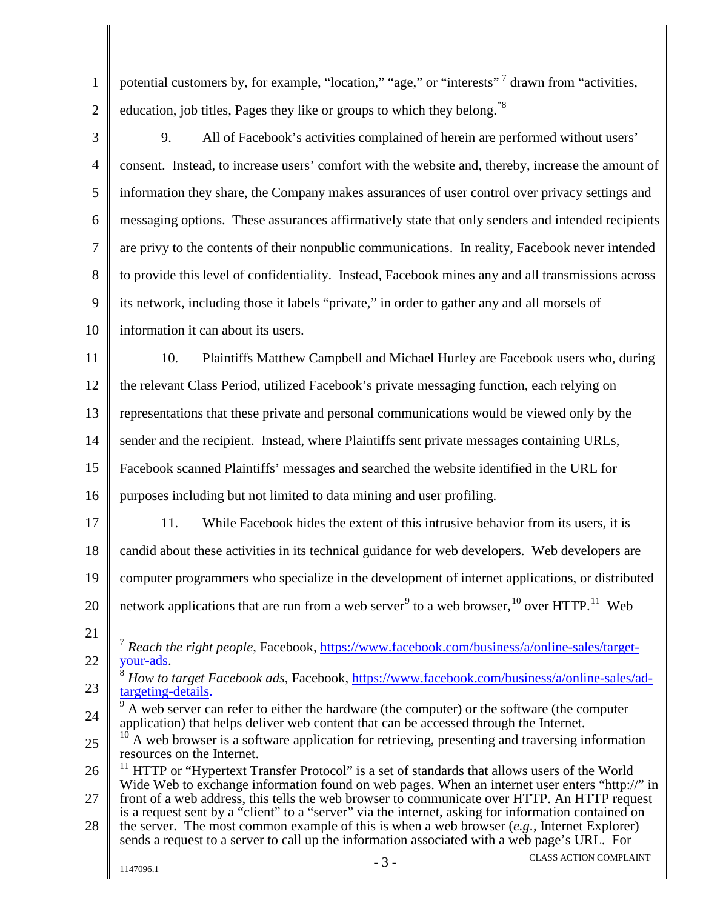potential customers by, for example, "location," "age," or "interests" [7] drawn from "activities, education, job titles, Pages they like or groups to which they belong."[8]

9. All of Facebook's activities complained of herein are performed without users' consent. Instead, to increase users' comfort with the website and, thereby, increase the amount of information they share, the Company makes assurances of user control over privacy settings and messaging options. These assurances affirmatively state that only senders and intended recipients are privy to the contents of their nonpublic communications. In reality, Facebook never intended to provide this level of confidentiality. Instead, Facebook mines any and all transmissions across its network, including those it labels "private," in order to gather any and all morsels of information it can about its users.

10. Plaintiffs Matthew Campbell and Michael Hurley are Facebook users who, during the relevant Class Period, utilized Facebook's private messaging function, each relying on representations that these private and personal communications would be viewed only by the sender and the recipient. Instead, where Plaintiffs sent private messages containing URLs, Facebook scanned Plaintiffs' messages and searched the website identified in the URL for purposes including but not limited to data mining and user profiling.

11. While Facebook hides the extent of this intrusive behavior from its users, it is candid about these activities in its technical guidance for web developers. Web developers are computer programmers who specialize in the development of internet applications, or distributed network applications that are run from a web server[9] to a web browser,[10] over HTTP.[11] Web

---

[7] *Reach the right people*, Facebook, https://www.facebook.com/business/a/online-sales/target-your-ads.

[8] *How to target Facebook ads*, Facebook, https://www.facebook.com/business/a/online-sales/ad-targeting-details.

[9] A web server can refer to either the hardware (the computer) or the software (the computer application) that helps deliver web content that can be accessed through the Internet.

[10] A web browser is a software application for retrieving, presenting and traversing information resources on the Internet.

[11] HTTP or "Hypertext Transfer Protocol" is a set of standards that allows users of the World Wide Web to exchange information found on web pages. When an internet user enters "http://" in front of a web address, this tells the web browser to communicate over HTTP. An HTTP request is a request sent by a "client" to a "server" via the internet, asking for information contained on the server. The most common example of this is when a web browser (*e.g.*, Internet Explorer) sends a request to a server to call up the information associated with a web page's URL. For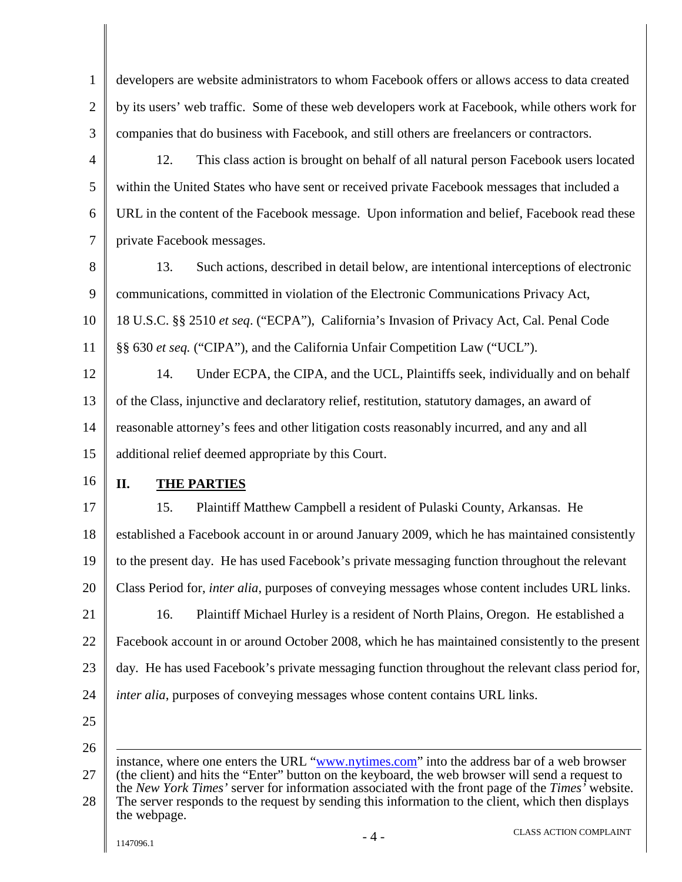developers are website administrators to whom Facebook offers or allows access to data created by its users' web traffic. Some of these web developers work at Facebook, while others work for companies that do business with Facebook, and still others are freelancers or contractors.

12. This class action is brought on behalf of all natural person Facebook users located within the United States who have sent or received private Facebook messages that included a URL in the content of the Facebook message. Upon information and belief, Facebook read these private Facebook messages.

13. Such actions, described in detail below, are intentional interceptions of electronic communications, committed in violation of the Electronic Communications Privacy Act, 18 U.S.C. §§ 2510 *et seq*. ("ECPA"), California's Invasion of Privacy Act, Cal. Penal Code §§ 630 *et seq.* ("CIPA"), and the California Unfair Competition Law ("UCL").

14. Under ECPA, the CIPA, and the UCL, Plaintiffs seek, individually and on behalf of the Class, injunctive and declaratory relief, restitution, statutory damages, an award of reasonable attorney's fees and other litigation costs reasonably incurred, and any and all additional relief deemed appropriate by this Court.

## II. THE PARTIES

15. Plaintiff Matthew Campbell a resident of Pulaski County, Arkansas. He established a Facebook account in or around January 2009, which he has maintained consistently to the present day. He has used Facebook's private messaging function throughout the relevant Class Period for, *inter alia*, purposes of conveying messages whose content includes URL links.

16. Plaintiff Michael Hurley is a resident of North Plains, Oregon. He established a Facebook account in or around October 2008, which he has maintained consistently to the present day. He has used Facebook's private messaging function throughout the relevant class period for, *inter alia*, purposes of conveying messages whose content contains URL links.

---

instance, where one enters the URL "www.nytimes.com" into the address bar of a web browser (the client) and hits the "Enter" button on the keyboard, the web browser will send a request to the *New York Times'* server for information associated with the front page of the *Times'* website. The server responds to the request by sending this information to the client, which then displays the webpage.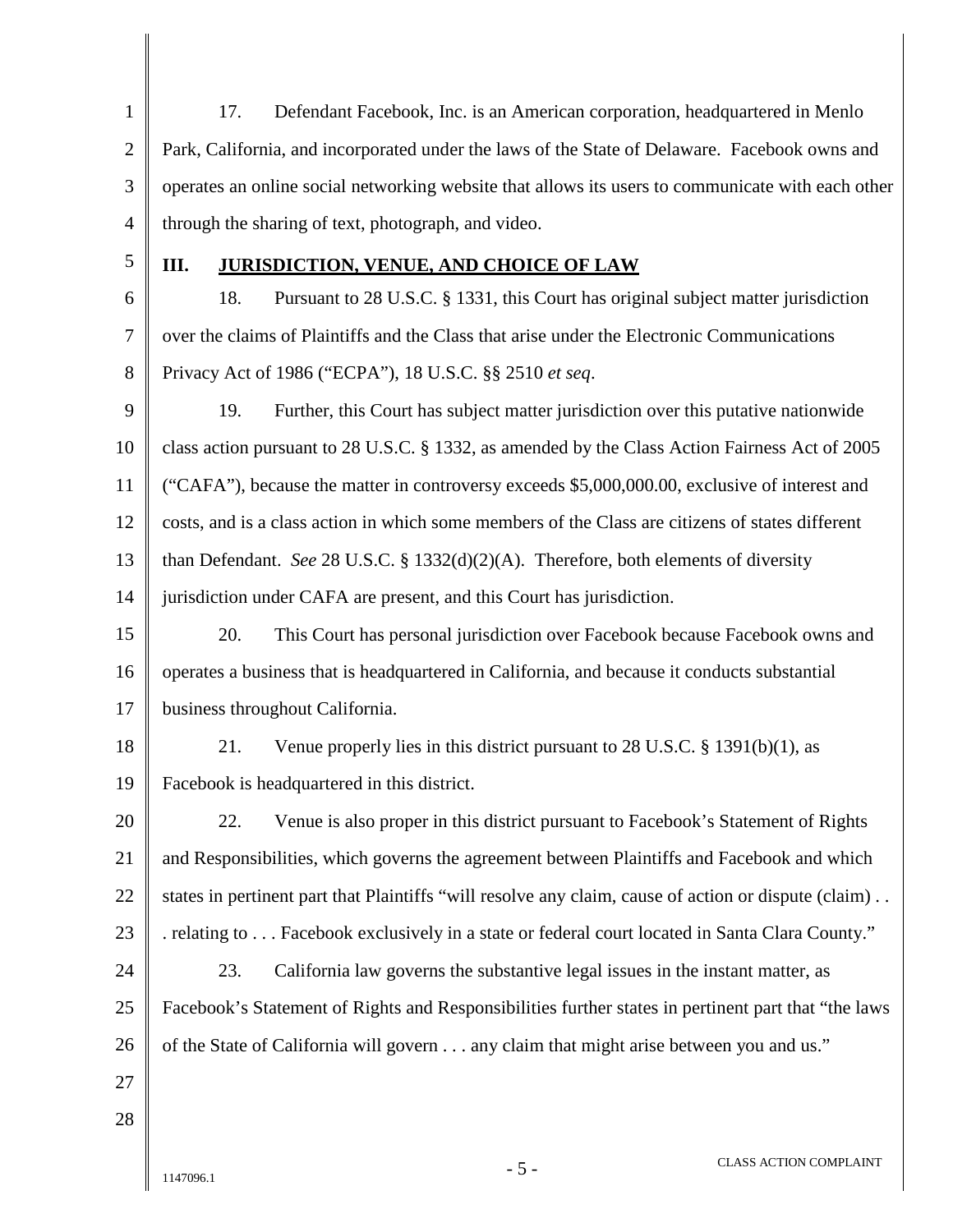17. Defendant Facebook, Inc. is an American corporation, headquartered in Menlo Park, California, and incorporated under the laws of the State of Delaware. Facebook owns and operates an online social networking website that allows its users to communicate with each other through the sharing of text, photograph, and video.

## III. JURISDICTION, VENUE, AND CHOICE OF LAW

18. Pursuant to 28 U.S.C. § 1331, this Court has original subject matter jurisdiction over the claims of Plaintiffs and the Class that arise under the Electronic Communications Privacy Act of 1986 ("ECPA"), 18 U.S.C. §§ 2510 *et seq*.

19. Further, this Court has subject matter jurisdiction over this putative nationwide class action pursuant to 28 U.S.C. § 1332, as amended by the Class Action Fairness Act of 2005 ("CAFA"), because the matter in controversy exceeds $5,000,000.00, exclusive of interest and costs, and is a class action in which some members of the Class are citizens of states different than Defendant. *See* 28 U.S.C. § 1332(d)(2)(A). Therefore, both elements of diversity jurisdiction under CAFA are present, and this Court has jurisdiction.

20. This Court has personal jurisdiction over Facebook because Facebook owns and operates a business that is headquartered in California, and because it conducts substantial business throughout California.

21. Venue properly lies in this district pursuant to 28 U.S.C. § 1391(b)(1), as Facebook is headquartered in this district.

22. Venue is also proper in this district pursuant to Facebook's Statement of Rights and Responsibilities, which governs the agreement between Plaintiffs and Facebook and which states in pertinent part that Plaintiffs "will resolve any claim, cause of action or dispute (claim) . . . relating to . . . Facebook exclusively in a state or federal court located in Santa Clara County."

23. California law governs the substantive legal issues in the instant matter, as Facebook's Statement of Rights and Responsibilities further states in pertinent part that "the laws of the State of California will govern . . . any claim that might arise between you and us."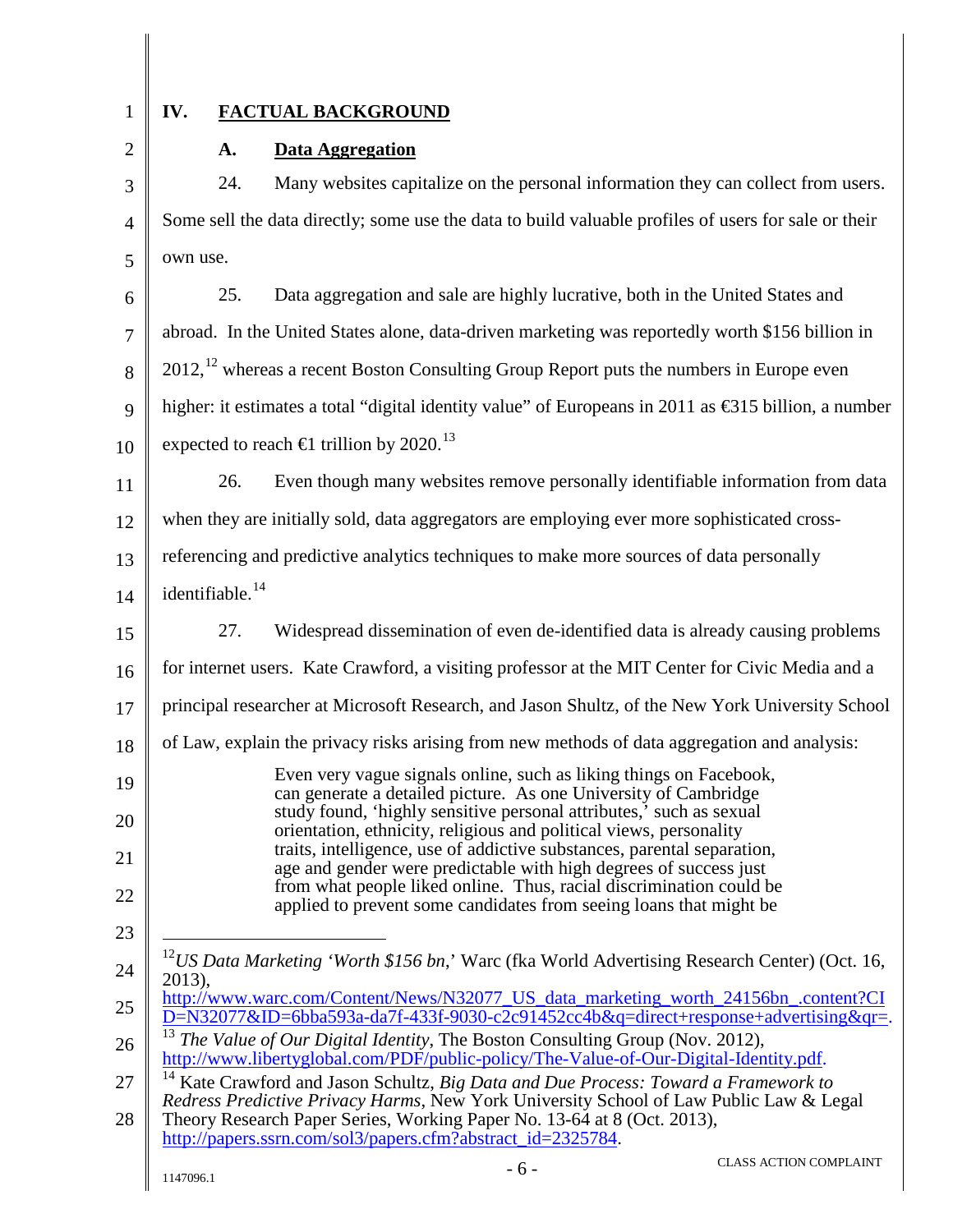## IV. FACTUAL BACKGROUND

### A. Data Aggregation

24. Many websites capitalize on the personal information they can collect from users. Some sell the data directly; some use the data to build valuable profiles of users for sale or their own use.

25. Data aggregation and sale are highly lucrative, both in the United States and abroad. In the United States alone, data-driven marketing was reportedly worth $156 billion in 2012,[12] whereas a recent Boston Consulting Group Report puts the numbers in Europe even higher: it estimates a total "digital identity value" of Europeans in 2011 as €315 billion, a number expected to reach €1 trillion by 2020.[13]

26. Even though many websites remove personally identifiable information from data when they are initially sold, data aggregators are employing ever more sophisticated cross-referencing and predictive analytics techniques to make more sources of data personally identifiable.[14]

27. Widespread dissemination of even de-identified data is already causing problems for internet users. Kate Crawford, a visiting professor at the MIT Center for Civic Media and a principal researcher at Microsoft Research, and Jason Shultz, of the New York University School of Law, explain the privacy risks arising from new methods of data aggregation and analysis:

> Even very vague signals online, such as liking things on Facebook, can generate a detailed picture. As one University of Cambridge study found, 'highly sensitive personal attributes,' such as sexual orientation, ethnicity, religious and political views, personality traits, intelligence, use of addictive substances, parental separation, age and gender were predictable with high degrees of success just from what people liked online. Thus, racial discrimination could be applied to prevent some candidates from seeing loans that might be

---

[12] *US Data Marketing 'Worth $156 bn,'* Warc (fka World Advertising Research Center) (Oct. 16, 2013), http://www.warc.com/Content/News/N32077_US_data_marketing_worth_24156bn_.content?CID=N32077&ID=6bba593a-da7f-433f-9030-c2c91452cc4b&q=direct+response+advertising&qr=.

[13] *The Value of Our Digital Identity*, The Boston Consulting Group (Nov. 2012), http://www.libertyglobal.com/PDF/public-policy/The-Value-of-Our-Digital-Identity.pdf.

[14] Kate Crawford and Jason Schultz, *Big Data and Due Process: Toward a Framework to Redress Predictive Privacy Harms*, New York University School of Law Public Law & Legal Theory Research Paper Series, Working Paper No. 13-64 at 8 (Oct. 2013), http://papers.ssrn.com/sol3/papers.cfm?abstract_id=2325784.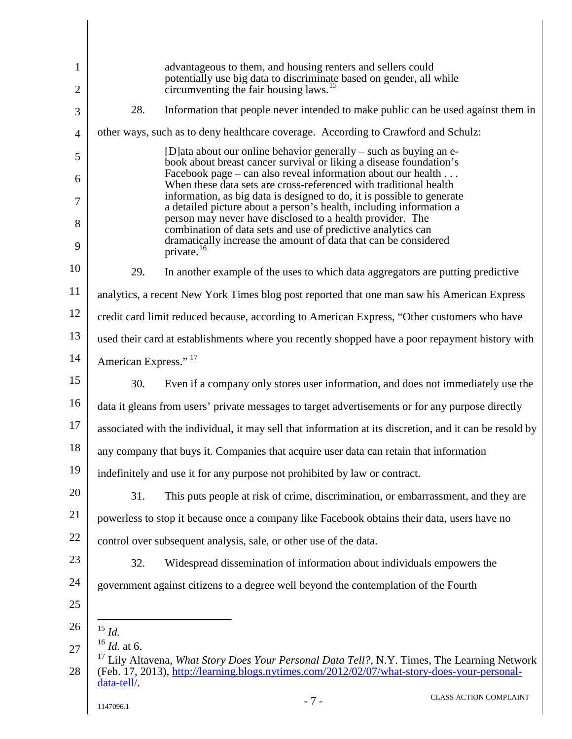advantageous to them, and housing renters and sellers could potentially use big data to discriminate based on gender, all while circumventing the fair housing laws.[15]

28. Information that people never intended to make public can be used against them in other ways, such as to deny healthcare coverage. According to Crawford and Schulz:

> [D]ata about our online behavior generally – such as buying an e-book about breast cancer survival or liking a disease foundation's Facebook page – can also reveal information about our health . . . When these data sets are cross-referenced with traditional health information, as big data is designed to do, it is possible to generate a detailed picture about a person's health, including information a person may never have disclosed to a health provider. The combination of data sets and use of predictive analytics can dramatically increase the amount of data that can be considered private.[16]

29. In another example of the uses to which data aggregators are putting predictive analytics, a recent New York Times blog post reported that one man saw his American Express credit card limit reduced because, according to American Express, "Other customers who have used their card at establishments where you recently shopped have a poor repayment history with American Express."[17]

30. Even if a company only stores user information, and does not immediately use the data it gleans from users' private messages to target advertisements or for any purpose directly associated with the individual, it may sell that information at its discretion, and it can be resold by any company that buys it. Companies that acquire user data can retain that information indefinitely and use it for any purpose not prohibited by law or contract.

31. This puts people at risk of crime, discrimination, or embarrassment, and they are powerless to stop it because once a company like Facebook obtains their data, users have no control over subsequent analysis, sale, or other use of the data.

32. Widespread dissemination of information about individuals empowers the government against citizens to a degree well beyond the contemplation of the Fourth

---

[15] *Id.*

[16] *Id.* at 6.

[17] Lily Altavena, *What Story Does Your Personal Data Tell?*, N.Y. Times, The Learning Network (Feb. 17, 2013), http://learning.blogs.nytimes.com/2012/02/07/what-story-does-your-personal-data-tell/.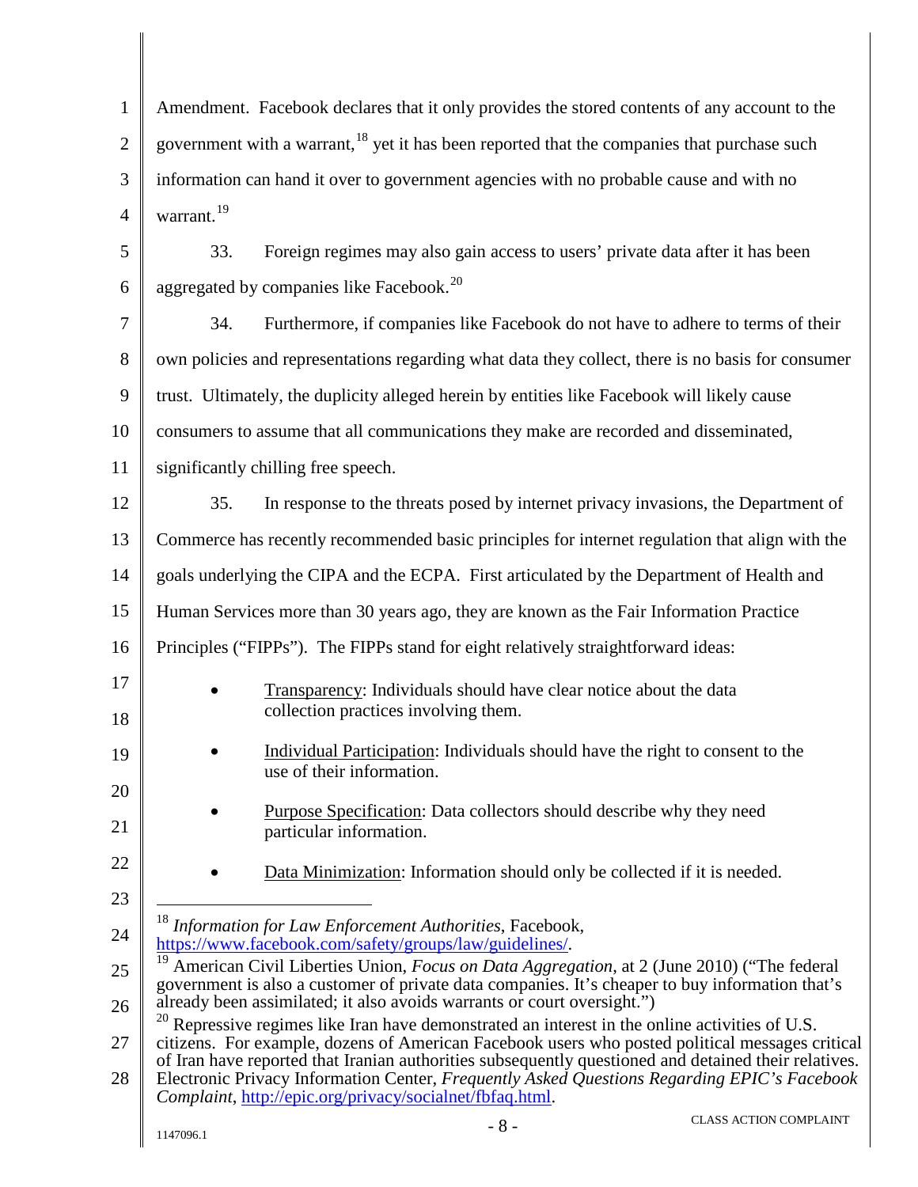Amendment. Facebook declares that it only provides the stored contents of any account to the government with a warrant,[18] yet it has been reported that the companies that purchase such information can hand it over to government agencies with no probable cause and with no warrant.[19]

33. Foreign regimes may also gain access to users' private data after it has been aggregated by companies like Facebook.[20]

34. Furthermore, if companies like Facebook do not have to adhere to terms of their own policies and representations regarding what data they collect, there is no basis for consumer trust. Ultimately, the duplicity alleged herein by entities like Facebook will likely cause consumers to assume that all communications they make are recorded and disseminated, significantly chilling free speech.

35. In response to the threats posed by internet privacy invasions, the Department of Commerce has recently recommended basic principles for internet regulation that align with the goals underlying the CIPA and the ECPA. First articulated by the Department of Health and Human Services more than 30 years ago, they are known as the Fair Information Practice Principles ("FIPPs"). The FIPPs stand for eight relatively straightforward ideas:

- Transparency: Individuals should have clear notice about the data collection practices involving them.
- Individual Participation: Individuals should have the right to consent to the use of their information.
- Purpose Specification: Data collectors should describe why they need particular information.
- Data Minimization: Information should only be collected if it is needed.

---

[18] *Information for Law Enforcement Authorities*, Facebook, https://www.facebook.com/safety/groups/law/guidelines/.

[19] American Civil Liberties Union, *Focus on Data Aggregation*, at 2 (June 2010) ("The federal government is also a customer of private data companies. It's cheaper to buy information that's already been assimilated; it also avoids warrants or court oversight.")

[20] Repressive regimes like Iran have demonstrated an interest in the online activities of U.S. citizens. For example, dozens of American Facebook users who posted political messages critical of Iran have reported that Iranian authorities subsequently questioned and detained their relatives. Electronic Privacy Information Center, *Frequently Asked Questions Regarding EPIC's Facebook Complaint*, http://epic.org/privacy/socialnet/fbfaq.html.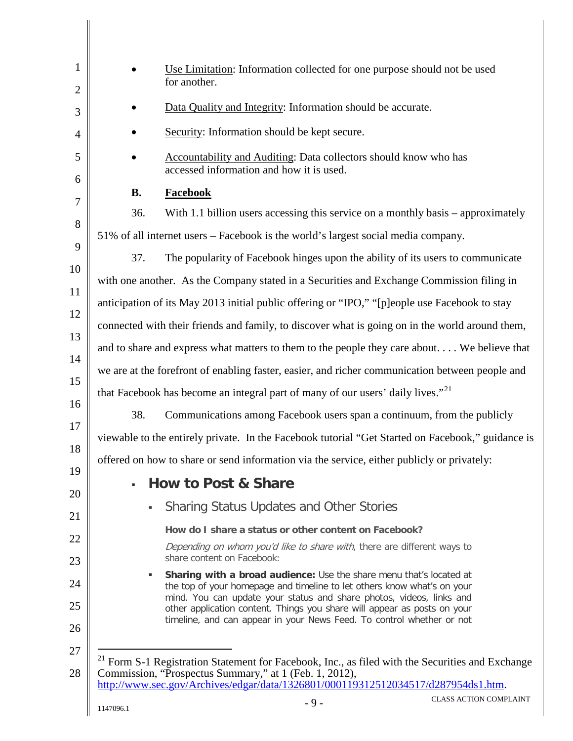- Use Limitation: Information collected for one purpose should not be used for another.
- Data Quality and Integrity: Information should be accurate.
- Security: Information should be kept secure.
- Accountability and Auditing: Data collectors should know who has accessed information and how it is used.

### B. Facebook

36. With 1.1 billion users accessing this service on a monthly basis – approximately 51% of all internet users – Facebook is the world's largest social media company.

37. The popularity of Facebook hinges upon the ability of its users to communicate with one another. As the Company stated in a Securities and Exchange Commission filing in anticipation of its May 2013 initial public offering or "IPO," "[p]eople use Facebook to stay connected with their friends and family, to discover what is going on in the world around them, and to share and express what matters to them to the people they care about. . . . We believe that we are at the forefront of enabling faster, easier, and richer communication between people and that Facebook has become an integral part of many of our users' daily lives."[21]

38. Communications among Facebook users span a continuum, from the publicly viewable to the entirely private. In the Facebook tutorial "Get Started on Facebook," guidance is offered on how to share or send information via the service, either publicly or privately:

> - **How to Post & Share**
>   - Sharing Status Updates and Other Stories
>
>     **How do I share a status or other content on Facebook?**
>
>     *Depending on whom you'd like to share with*, there are different ways to share content on Facebook:
>
>   - **Sharing with a broad audience:** Use the share menu that's located at the top of your homepage and timeline to let others know what's on your mind. You can update your status and share photos, videos, links and other application content. Things you share will appear as posts on your timeline, and can appear in your News Feed. To control whether or not

[21] Form S-1 Registration Statement for Facebook, Inc., as filed with the Securities and Exchange Commission, "Prospectus Summary," at 1 (Feb. 1, 2012), http://www.sec.gov/Archives/edgar/data/1326801/000119312512034517/d287954ds1.htm.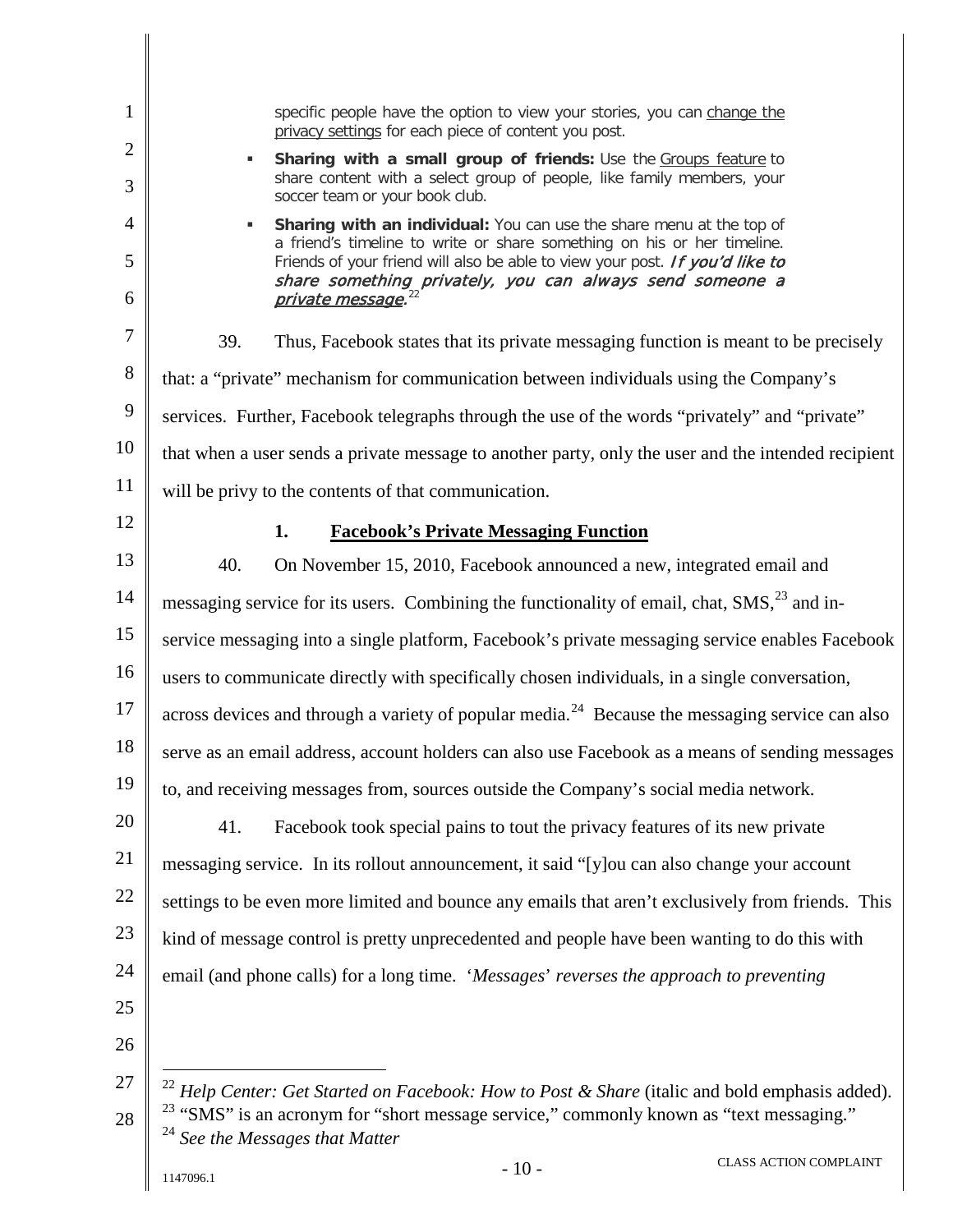specific people have the option to view your stories, you can change the privacy settings for each piece of content you post.

- **Sharing with a small group of friends:** Use the Groups feature to share content with a select group of people, like family members, your soccer team or your book club.
- **Sharing with an individual:** You can use the share menu at the top of a friend's timeline to write or share something on his or her timeline. Friends of your friend will also be able to view your post. ***If you'd like to share something privately, you can always send someone a private message.***[22]

39. Thus, Facebook states that its private messaging function is meant to be precisely that: a "private" mechanism for communication between individuals using the Company's services. Further, Facebook telegraphs through the use of the words "privately" and "private" that when a user sends a private message to another party, only the user and the intended recipient will be privy to the contents of that communication.

### 1. Facebook's Private Messaging Function

40. On November 15, 2010, Facebook announced a new, integrated email and messaging service for its users. Combining the functionality of email, chat, SMS,[23] and in-service messaging into a single platform, Facebook's private messaging service enables Facebook users to communicate directly with specifically chosen individuals, in a single conversation, across devices and through a variety of popular media.[24] Because the messaging service can also serve as an email address, account holders can also use Facebook as a means of sending messages to, and receiving messages from, sources outside the Company's social media network.

41. Facebook took special pains to tout the privacy features of its new private messaging service. In its rollout announcement, it said "[y]ou can also change your account settings to be even more limited and bounce any emails that aren't exclusively from friends. This kind of message control is pretty unprecedented and people have been wanting to do this with email (and phone calls) for a long time. '*Messages*' *reverses the approach to preventing*

---

[22] *Help Center: Get Started on Facebook: How to Post & Share* (italic and bold emphasis added).

[23] "SMS" is an acronym for "short message service," commonly known as "text messaging."

[24] *See the Messages that Matter*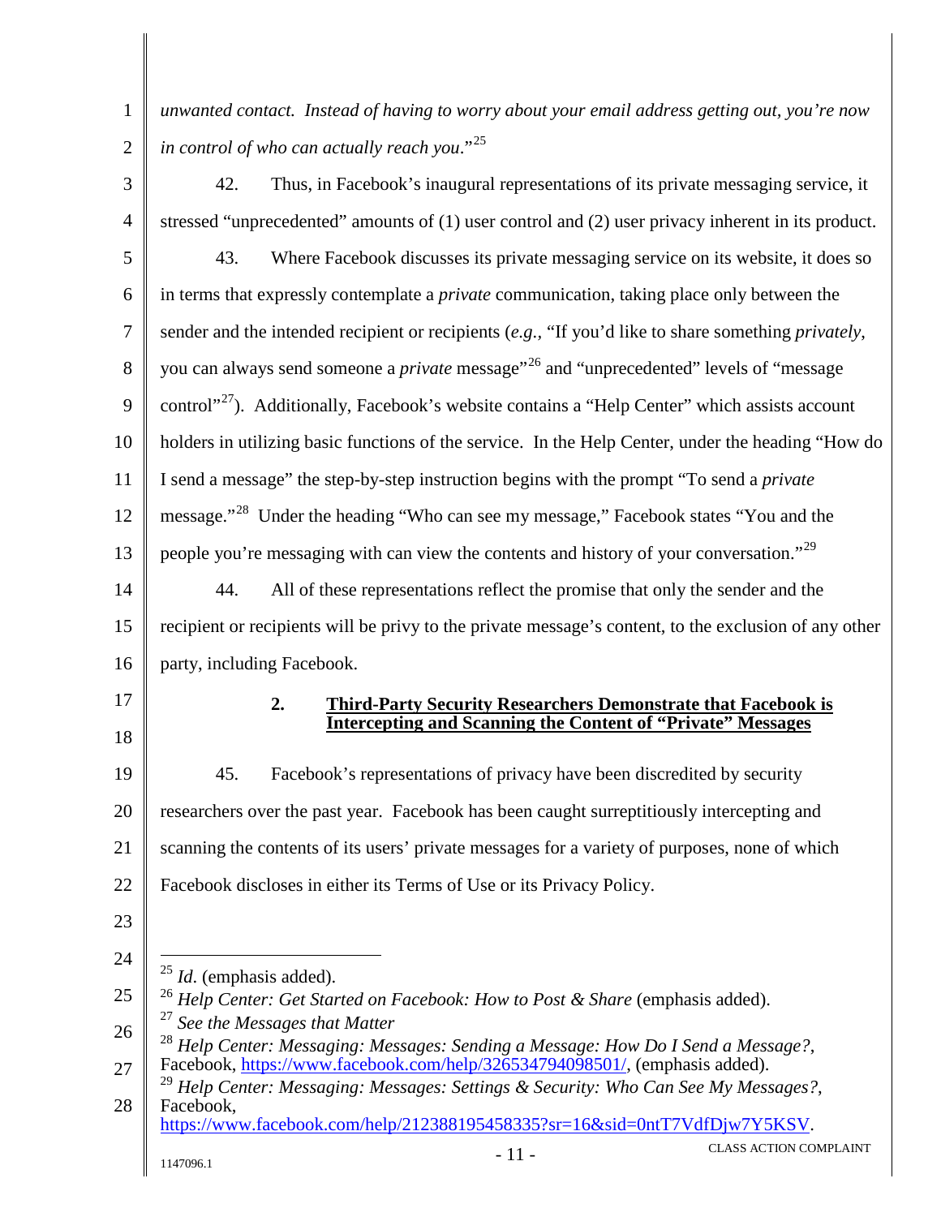*unwanted contact. Instead of having to worry about your email address getting out, you're now in control of who can actually reach you*."[25]

42. Thus, in Facebook's inaugural representations of its private messaging service, it stressed "unprecedented" amounts of (1) user control and (2) user privacy inherent in its product.

43. Where Facebook discusses its private messaging service on its website, it does so in terms that expressly contemplate a *private* communication, taking place only between the sender and the intended recipient or recipients (*e.g.*, "If you'd like to share something *privately*, you can always send someone a *private* message"[26] and "unprecedented" levels of "message control"[27]). Additionally, Facebook's website contains a "Help Center" which assists account holders in utilizing basic functions of the service. In the Help Center, under the heading "How do I send a message" the step-by-step instruction begins with the prompt "To send a *private* message."[28] Under the heading "Who can see my message," Facebook states "You and the people you're messaging with can view the contents and history of your conversation."[29]

44. All of these representations reflect the promise that only the sender and the recipient or recipients will be privy to the private message's content, to the exclusion of any other party, including Facebook.

### 2. Third-Party Security Researchers Demonstrate that Facebook is Intercepting and Scanning the Content of "Private" Messages

45. Facebook's representations of privacy have been discredited by security researchers over the past year. Facebook has been caught surreptitiously intercepting and scanning the contents of its users' private messages for a variety of purposes, none of which Facebook discloses in either its Terms of Use or its Privacy Policy.

---

[25] *Id.* (emphasis added).

[26] *Help Center: Get Started on Facebook: How to Post & Share* (emphasis added).

[27] *See the Messages that Matter*

[28] *Help Center: Messaging: Messages: Sending a Message: How Do I Send a Message?*, Facebook, https://www.facebook.com/help/326534794098501/, (emphasis added).

[29] *Help Center: Messaging: Messages: Settings & Security: Who Can See My Messages?*, Facebook, https://www.facebook.com/help/212388195458335?sr=16&sid=0ntT7VdfDjw7Y5KSV.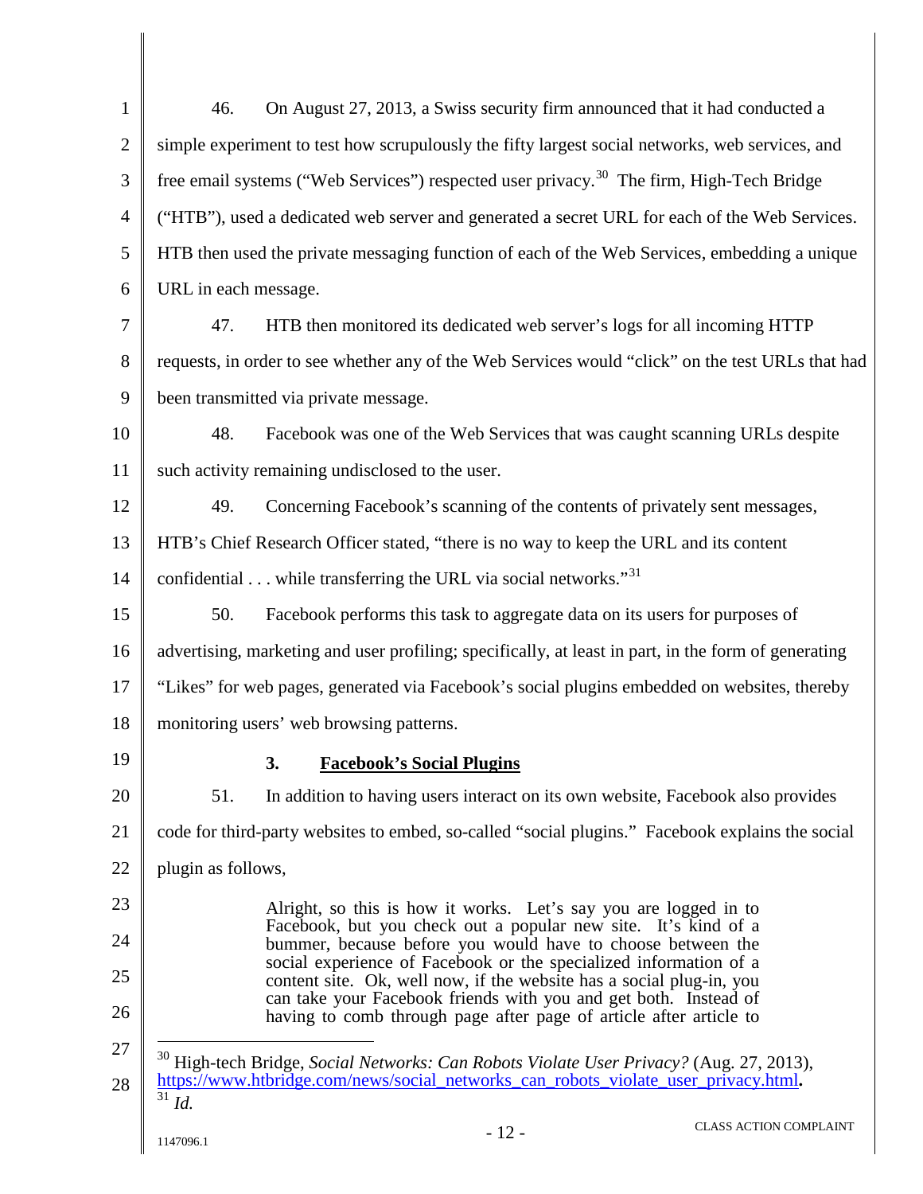46. On August 27, 2013, a Swiss security firm announced that it had conducted a simple experiment to test how scrupulously the fifty largest social networks, web services, and free email systems ("Web Services") respected user privacy.[30] The firm, High-Tech Bridge ("HTB"), used a dedicated web server and generated a secret URL for each of the Web Services. HTB then used the private messaging function of each of the Web Services, embedding a unique URL in each message.

47. HTB then monitored its dedicated web server's logs for all incoming HTTP requests, in order to see whether any of the Web Services would "click" on the test URLs that had been transmitted via private message.

48. Facebook was one of the Web Services that was caught scanning URLs despite such activity remaining undisclosed to the user.

49. Concerning Facebook's scanning of the contents of privately sent messages, HTB's Chief Research Officer stated, "there is no way to keep the URL and its content confidential . . . while transferring the URL via social networks."[31]

50. Facebook performs this task to aggregate data on its users for purposes of advertising, marketing and user profiling; specifically, at least in part, in the form of generating "Likes" for web pages, generated via Facebook's social plugins embedded on websites, thereby monitoring users' web browsing patterns.

### 3. **Facebook's Social Plugins**

51. In addition to having users interact on its own website, Facebook also provides code for third-party websites to embed, so-called "social plugins." Facebook explains the social plugin as follows,

> Alright, so this is how it works. Let's say you are logged in to Facebook, but you check out a popular new site. It's kind of a bummer, because before you would have to choose between the social experience of Facebook or the specialized information of a content site. Ok, well now, if the website has a social plug-in, you can take your Facebook friends with you and get both. Instead of having to comb through page after page of article after article to

---

[30] High-tech Bridge, *Social Networks: Can Robots Violate User Privacy?* (Aug. 27, 2013), https://www.htbridge.com/news/social_networks_can_robots_violate_user_privacy.html.

[31] *Id.*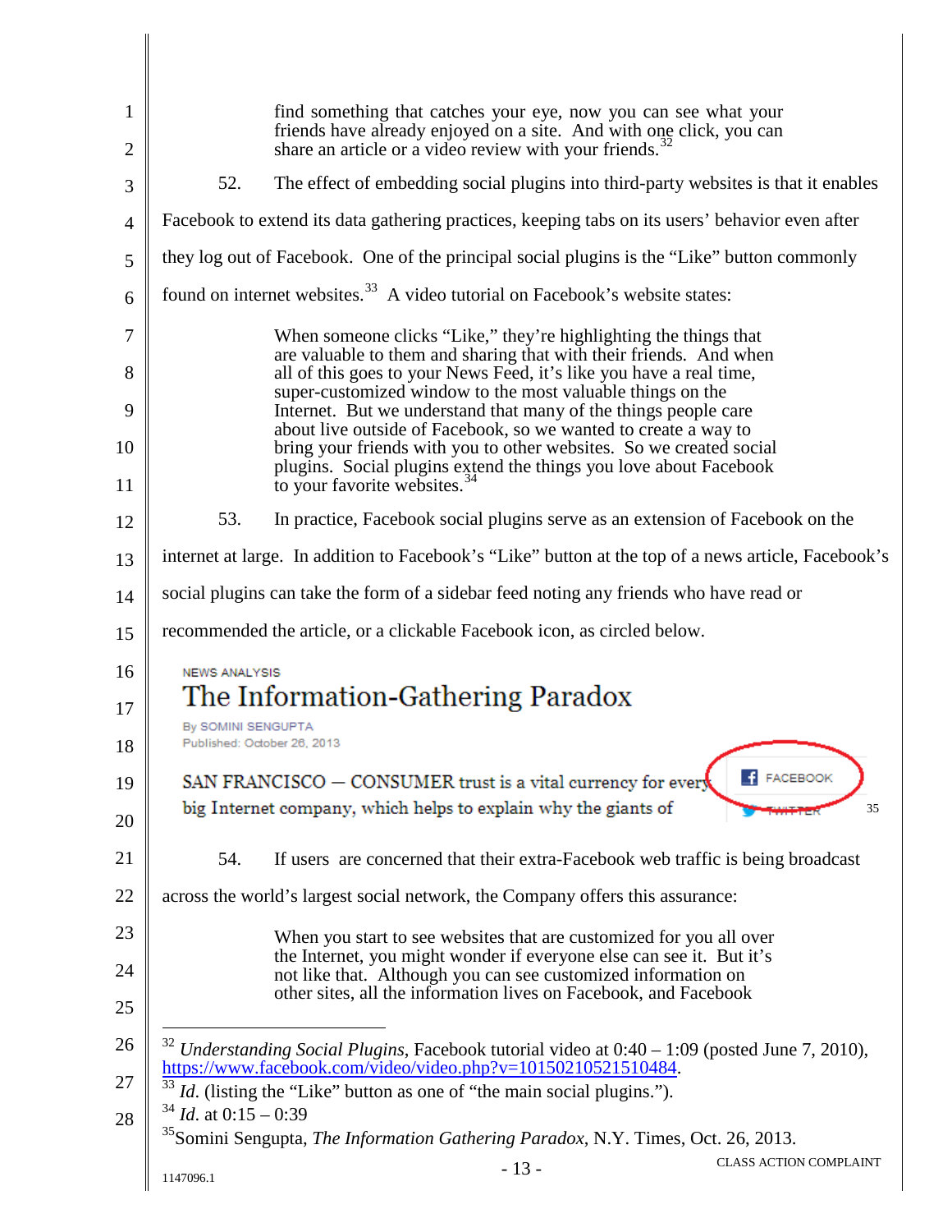> find something that catches your eye, now you can see what your friends have already enjoyed on a site. And with one click, you can share an article or a video review with your friends.[32]

52. The effect of embedding social plugins into third-party websites is that it enables Facebook to extend its data gathering practices, keeping tabs on its users' behavior even after they log out of Facebook. One of the principal social plugins is the "Like" button commonly found on internet websites.[33] A video tutorial on Facebook's website states:

> When someone clicks "Like," they're highlighting the things that are valuable to them and sharing that with their friends. And when all of this goes to your News Feed, it's like you have a real time, super-customized window to the most valuable things on the Internet. But we understand that many of the things people care about live outside of Facebook, so we wanted to create a way to bring your friends with you to other websites. So we created social plugins. Social plugins extend the things you love about Facebook to your favorite websites.[34]

53. In practice, Facebook social plugins serve as an extension of Facebook on the internet at large. In addition to Facebook's "Like" button at the top of a news article, Facebook's social plugins can take the form of a sidebar feed noting any friends who have read or recommended the article, or a clickable Facebook icon, as circled below.

NEWS ANALYSIS

The Information-Gathering Paradox

By SOMINI SENGUPTA
Published: October 26, 2013

SAN FRANCISCO — CONSUMER trust is a vital currency for every big Internet company, which helps to explain why the giants of

FACEBOOK
TWITTER

[35]

54. If users are concerned that their extra-Facebook web traffic is being broadcast across the world's largest social network, the Company offers this assurance:

> When you start to see websites that are customized for you all over the Internet, you might wonder if everyone else can see it. But it's not like that. Although you can see customized information on other sites, all the information lives on Facebook, and Facebook

---

[32] *Understanding Social Plugins*, Facebook tutorial video at 0:40 – 1:09 (posted June 7, 2010), https://www.facebook.com/video/video.php?v=10150210521510484.

[33] *Id.* (listing the "Like" button as one of "the main social plugins.").

[34] *Id.* at 0:15 – 0:39

[35] Somini Sengupta, *The Information Gathering Paradox*, N.Y. Times, Oct. 26, 2013.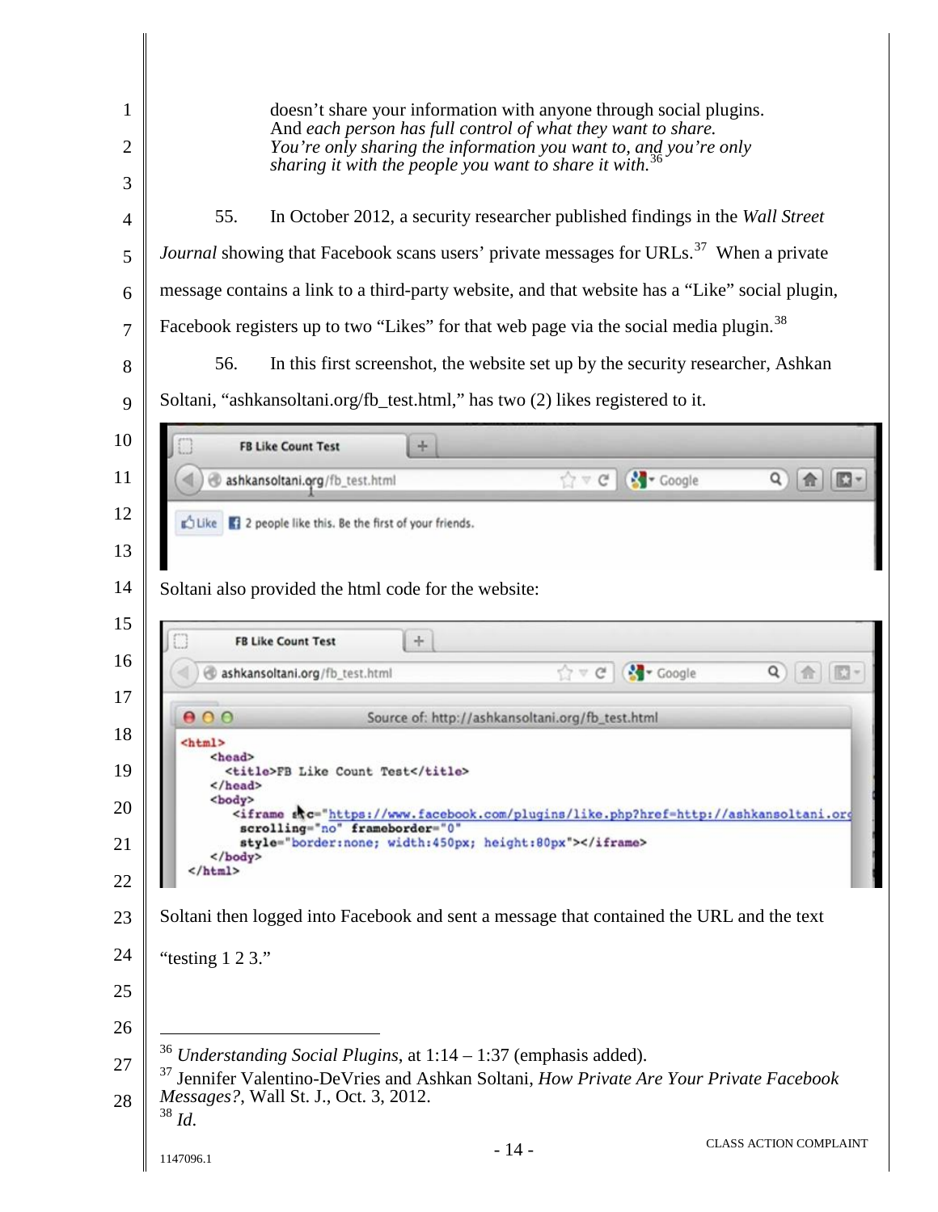doesn't share your information with anyone through social plugins. And *each person has full control of what they want to share. You're only sharing the information you want to, and you're only sharing it with the people you want to share it with.*[36]

55. In October 2012, a security researcher published findings in the *Wall Street Journal* showing that Facebook scans users' private messages for URLs.[37] When a private message contains a link to a third-party website, and that website has a "Like" social plugin, Facebook registers up to two "Likes" for that web page via the social media plugin.[38]

56. In this first screenshot, the website set up by the security researcher, Ashkan Soltani, "ashkansoltani.org/fb_test.html," has two (2) likes registered to it.

FB Like Count Test

ashkansoltani.org/fb_test.html

Like 2 people like this. Be the first of your friends.

Soltani also provided the html code for the website:

FB Like Count Test

ashkansoltani.org/fb_test.html

Source of: http://ashkansoltani.org/fb_test.html

```
<html>
    <head>
      <title>FB Like Count Test</title>
    </head>
    <body>
      <iframe src="https://www.facebook.com/plugins/like.php?href=http://ashkansoltani.org
       scrolling="no" frameborder="0"
       style="border:none; width:450px; height:80px"></iframe>
    </body>
</html>
```

Soltani then logged into Facebook and sent a message that contained the URL and the text "testing 1 2 3."

---

[36] *Understanding Social Plugins*, at 1:14 – 1:37 (emphasis added).

[37] Jennifer Valentino-DeVries and Ashkan Soltani, *How Private Are Your Private Facebook Messages?*, Wall St. J., Oct. 3, 2012.

[38] *Id.*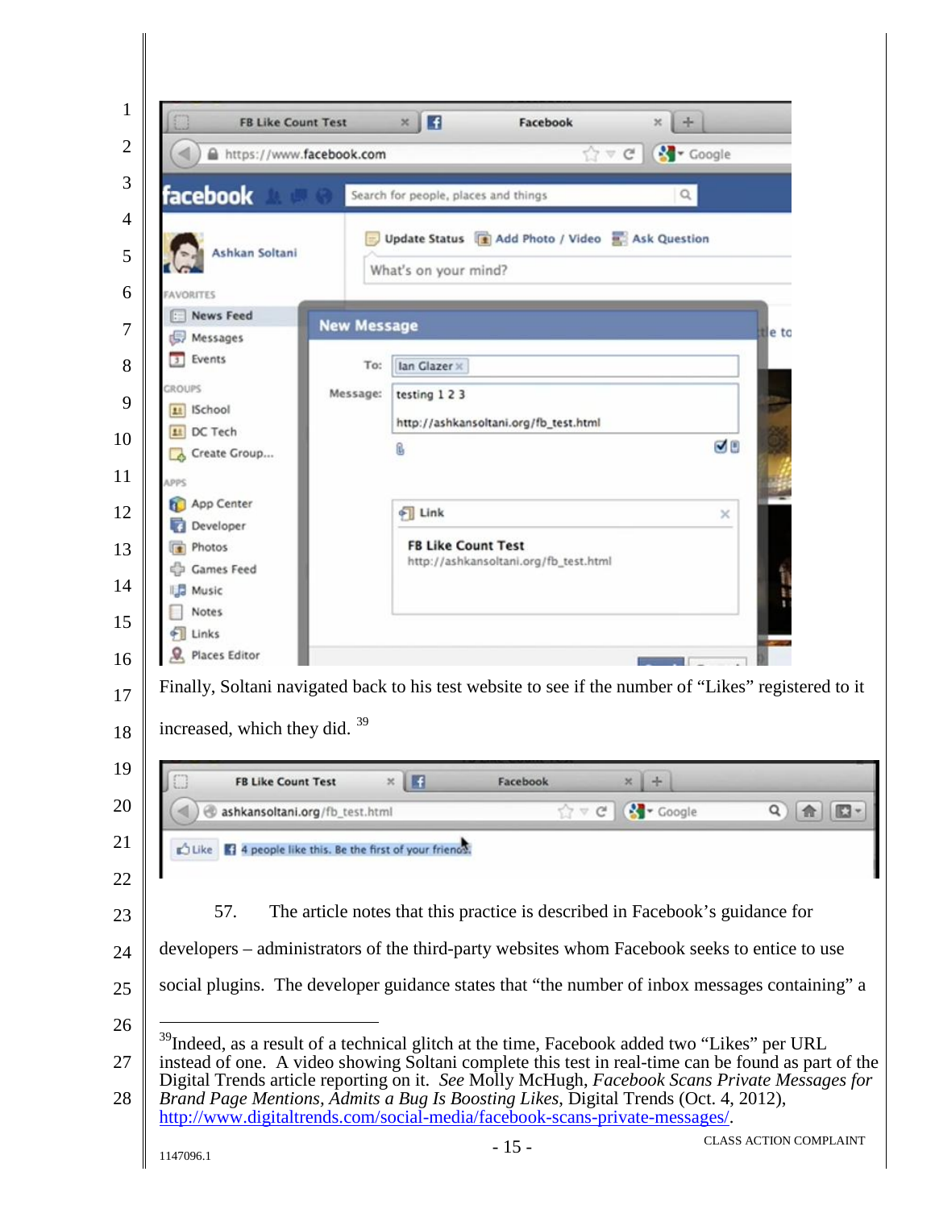Finally, Soltani navigated back to his test website to see if the number of "Likes" registered to it increased, which they did.[39]

57. The article notes that this practice is described in Facebook's guidance for developers – administrators of the third-party websites whom Facebook seeks to entice to use social plugins. The developer guidance states that "the number of inbox messages containing" a

---

[39] Indeed, as a result of a technical glitch at the time, Facebook added two "Likes" per URL instead of one. A video showing Soltani complete this test in real-time can be found as part of the Digital Trends article reporting on it. *See* Molly McHugh, *Facebook Scans Private Messages for Brand Page Mentions, Admits a Bug Is Boosting Likes*, Digital Trends (Oct. 4, 2012), http://www.digitaltrends.com/social-media/facebook-scans-private-messages/.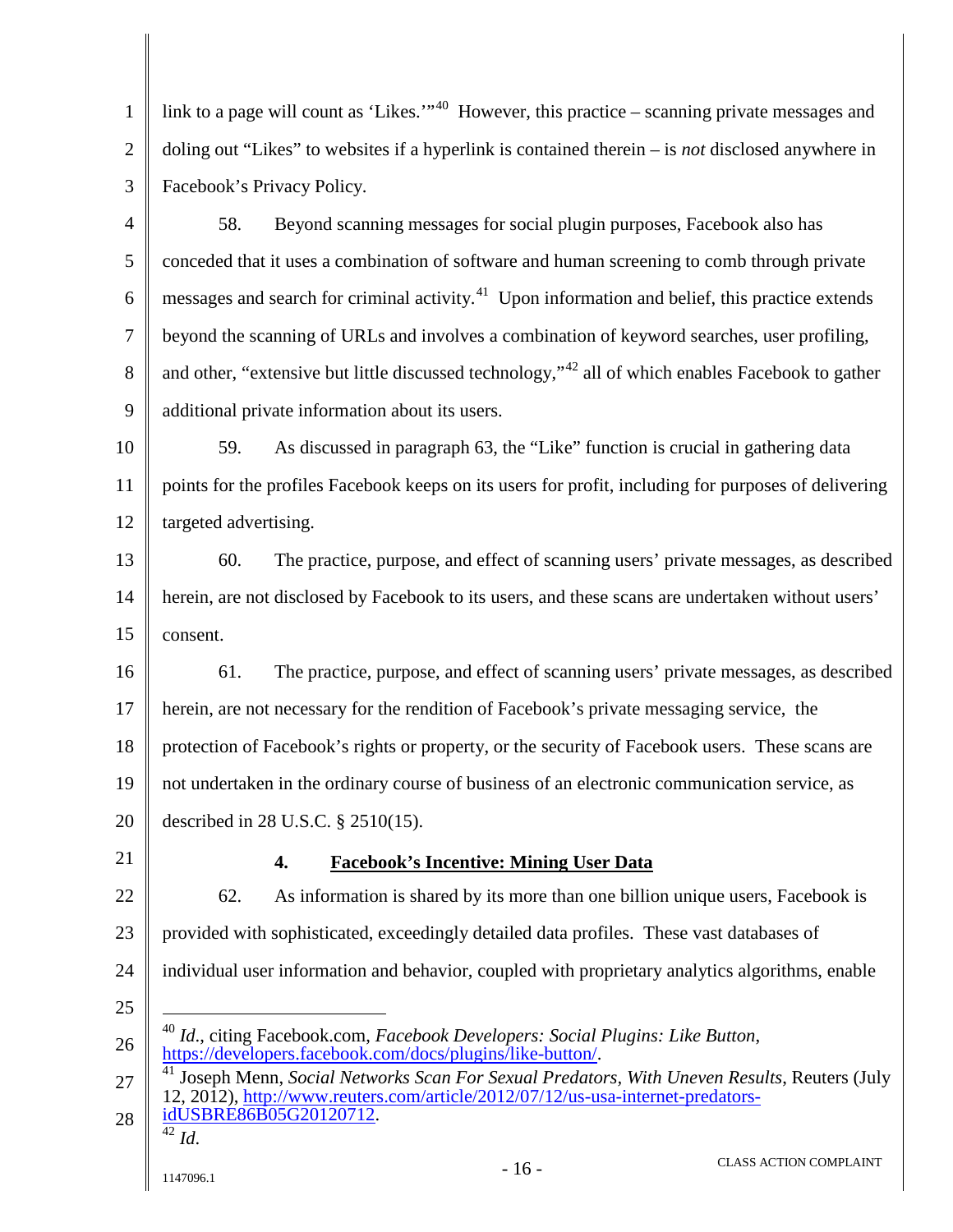link to a page will count as 'Likes.'"[40] However, this practice – scanning private messages and doling out "Likes" to websites if a hyperlink is contained therein – is *not* disclosed anywhere in Facebook's Privacy Policy.

58. Beyond scanning messages for social plugin purposes, Facebook also has conceded that it uses a combination of software and human screening to comb through private messages and search for criminal activity.[41] Upon information and belief, this practice extends beyond the scanning of URLs and involves a combination of keyword searches, user profiling, and other, "extensive but little discussed technology,"[42] all of which enables Facebook to gather additional private information about its users.

59. As discussed in paragraph 63, the "Like" function is crucial in gathering data points for the profiles Facebook keeps on its users for profit, including for purposes of delivering targeted advertising.

60. The practice, purpose, and effect of scanning users' private messages, as described herein, are not disclosed by Facebook to its users, and these scans are undertaken without users' consent.

61. The practice, purpose, and effect of scanning users' private messages, as described herein, are not necessary for the rendition of Facebook's private messaging service, the protection of Facebook's rights or property, or the security of Facebook users. These scans are not undertaken in the ordinary course of business of an electronic communication service, as described in 28 U.S.C. § 2510(15).

#### 4. **Facebook's Incentive: Mining User Data**

62. As information is shared by its more than one billion unique users, Facebook is provided with sophisticated, exceedingly detailed data profiles. These vast databases of individual user information and behavior, coupled with proprietary analytics algorithms, enable

---

[40] *Id*., citing Facebook.com, *Facebook Developers: Social Plugins: Like Button*, https://developers.facebook.com/docs/plugins/like-button/.

[41] Joseph Menn, *Social Networks Scan For Sexual Predators, With Uneven Results*, Reuters (July 12, 2012), http://www.reuters.com/article/2012/07/12/us-usa-internet-predators-idUSBRE86B05G20120712.

[42] *Id*.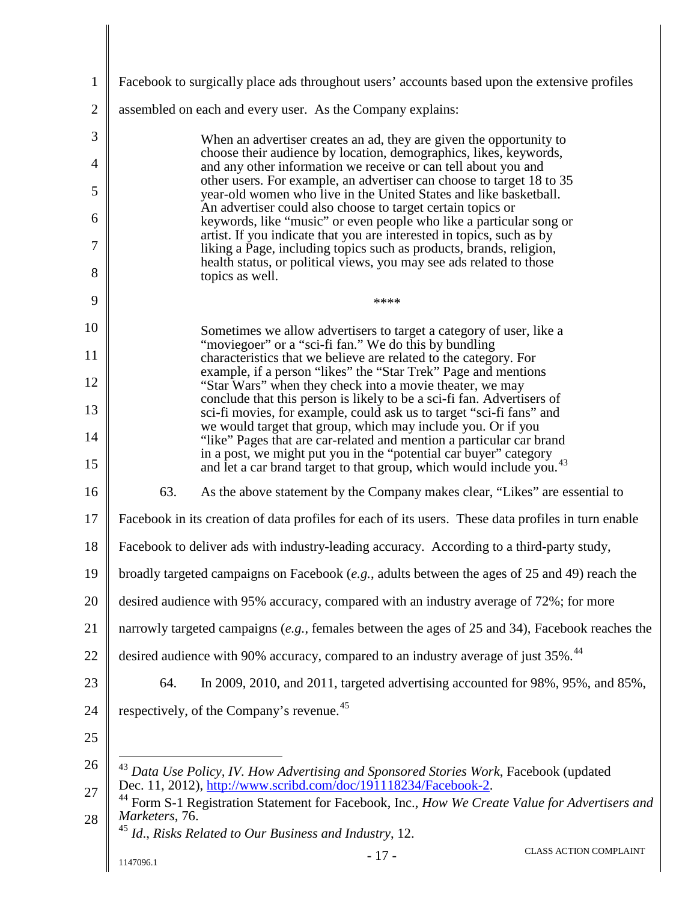Facebook to surgically place ads throughout users' accounts based upon the extensive profiles assembled on each and every user. As the Company explains:

> When an advertiser creates an ad, they are given the opportunity to choose their audience by location, demographics, likes, keywords, and any other information we receive or can tell about you and other users. For example, an advertiser can choose to target 18 to 35 year-old women who live in the United States and like basketball. An advertiser could also choose to target certain topics or keywords, like "music" or even people who like a particular song or artist. If you indicate that you are interested in topics, such as by liking a Page, including topics such as products, brands, religion, health status, or political views, you may see ads related to those topics as well.
>
> \*\*\*\*
>
> Sometimes we allow advertisers to target a category of user, like a "moviegoer" or a "sci-fi fan." We do this by bundling characteristics that we believe are related to the category. For example, if a person "likes" the "Star Trek" Page and mentions "Star Wars" when they check into a movie theater, we may conclude that this person is likely to be a sci-fi fan. Advertisers of sci-fi movies, for example, could ask us to target "sci-fi fans" and we would target that group, which may include you. Or if you "like" Pages that are car-related and mention a particular car brand in a post, we might put you in the "potential car buyer" category and let a car brand target to that group, which would include you.[43]

63. As the above statement by the Company makes clear, "Likes" are essential to Facebook in its creation of data profiles for each of its users. These data profiles in turn enable Facebook to deliver ads with industry-leading accuracy. According to a third-party study, broadly targeted campaigns on Facebook (*e.g.*, adults between the ages of 25 and 49) reach the desired audience with 95% accuracy, compared with an industry average of 72%; for more narrowly targeted campaigns (*e.g.*, females between the ages of 25 and 34), Facebook reaches the desired audience with 90% accuracy, compared to an industry average of just 35%.[44]

64. In 2009, 2010, and 2011, targeted advertising accounted for 98%, 95%, and 85%, respectively, of the Company's revenue.[45]

---

[43] *Data Use Policy, IV. How Advertising and Sponsored Stories Work*, Facebook (updated Dec. 11, 2012), http://www.scribd.com/doc/191118234/Facebook-2.

[44] Form S-1 Registration Statement for Facebook, Inc., *How We Create Value for Advertisers and Marketers*, 76.

[45] *Id.*, *Risks Related to Our Business and Industry*, 12.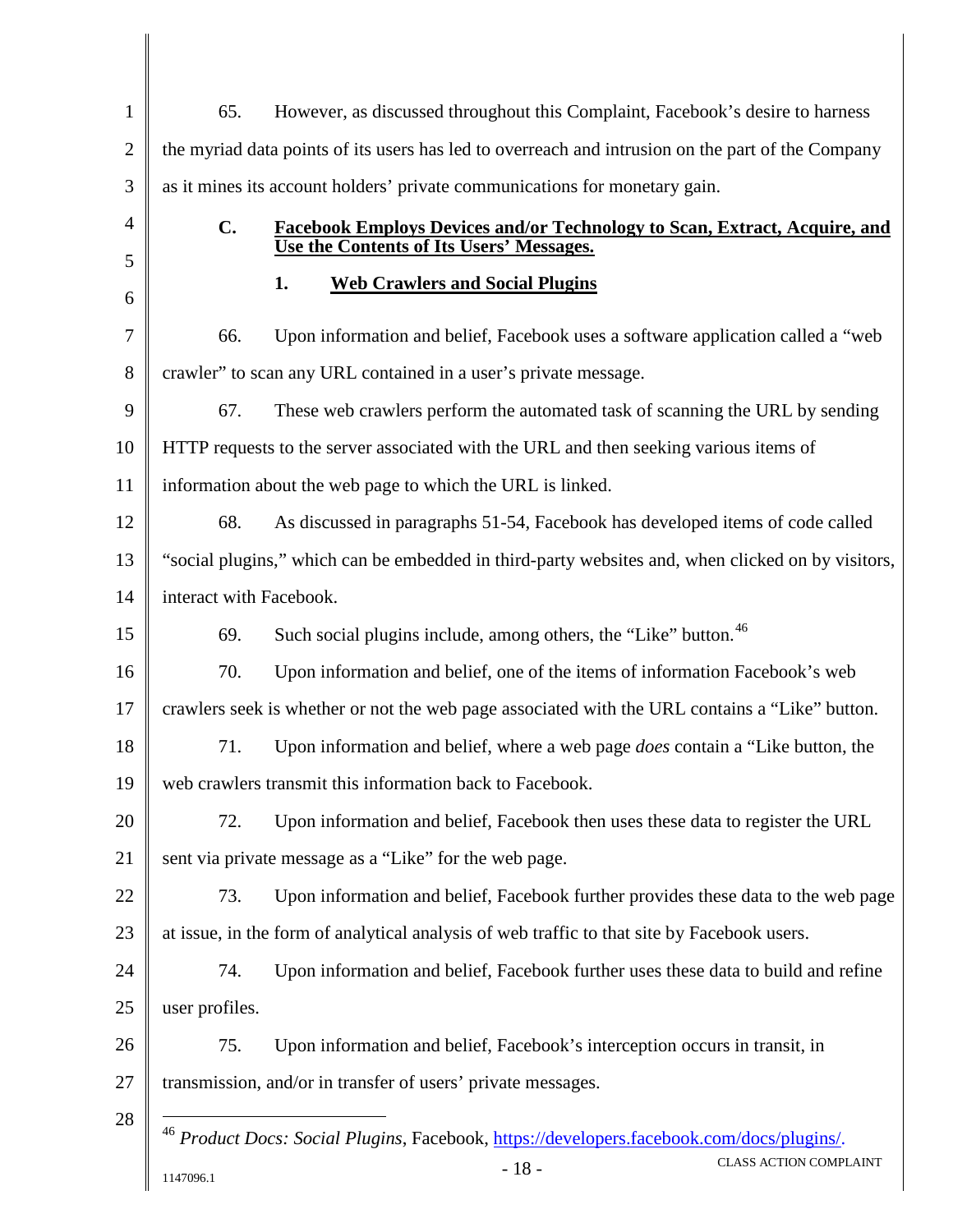65. However, as discussed throughout this Complaint, Facebook's desire to harness the myriad data points of its users has led to overreach and intrusion on the part of the Company as it mines its account holders' private communications for monetary gain.

### C. Facebook Employs Devices and/or Technology to Scan, Extract, Acquire, and Use the Contents of Its Users' Messages.

#### 1. Web Crawlers and Social Plugins

66. Upon information and belief, Facebook uses a software application called a "web crawler" to scan any URL contained in a user's private message.

67. These web crawlers perform the automated task of scanning the URL by sending HTTP requests to the server associated with the URL and then seeking various items of information about the web page to which the URL is linked.

68. As discussed in paragraphs 51-54, Facebook has developed items of code called "social plugins," which can be embedded in third-party websites and, when clicked on by visitors, interact with Facebook.

69. Such social plugins include, among others, the "Like" button.[46]

70. Upon information and belief, one of the items of information Facebook's web crawlers seek is whether or not the web page associated with the URL contains a "Like" button.

71. Upon information and belief, where a web page *does* contain a "Like button, the web crawlers transmit this information back to Facebook.

72. Upon information and belief, Facebook then uses these data to register the URL sent via private message as a "Like" for the web page.

73. Upon information and belief, Facebook further provides these data to the web page at issue, in the form of analytical analysis of web traffic to that site by Facebook users.

74. Upon information and belief, Facebook further uses these data to build and refine user profiles.

75. Upon information and belief, Facebook's interception occurs in transit, in transmission, and/or in transfer of users' private messages.

---

[46] *Product Docs: Social Plugins*, Facebook, https://developers.facebook.com/docs/plugins/.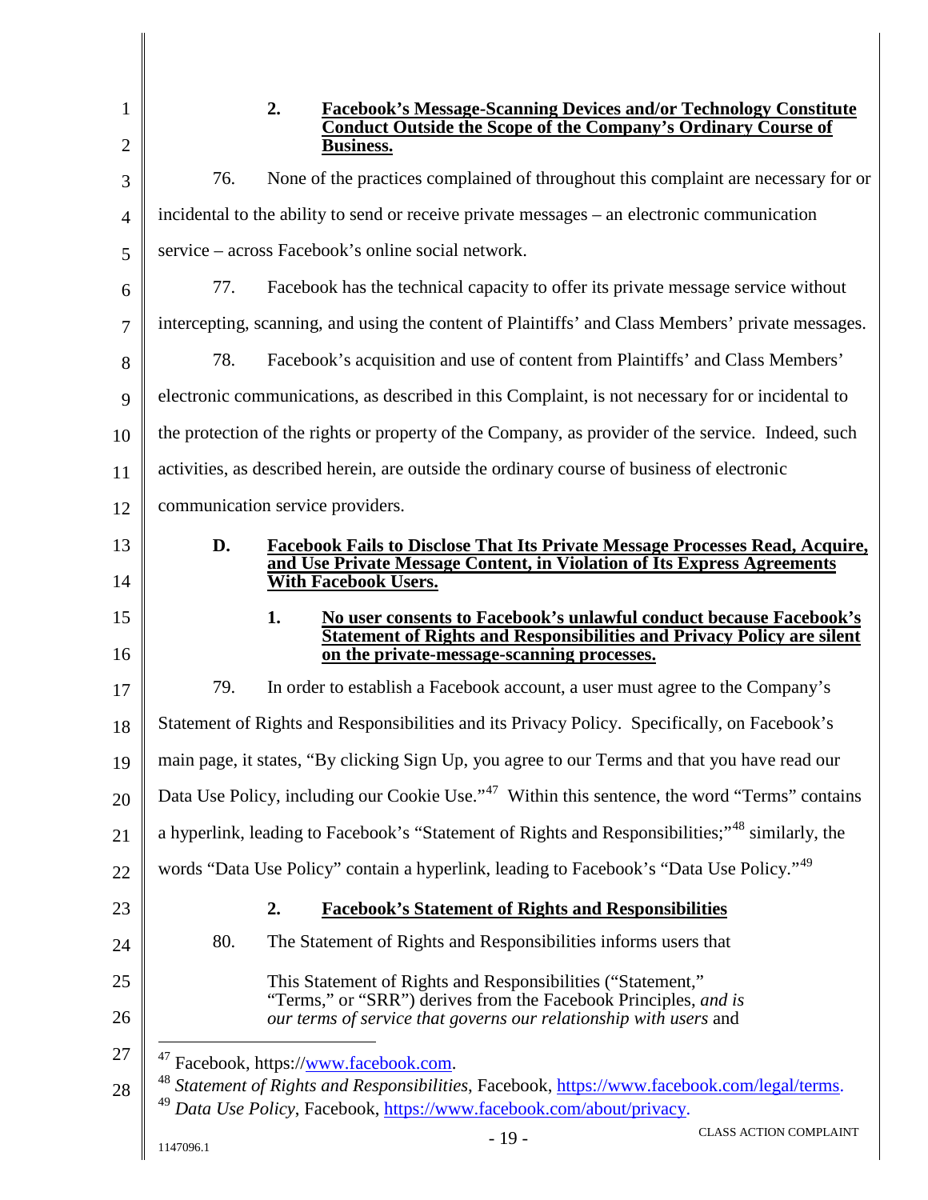### 2. Facebook's Message-Scanning Devices and/or Technology Constitute Conduct Outside the Scope of the Company's Ordinary Course of Business.

76. None of the practices complained of throughout this complaint are necessary for or incidental to the ability to send or receive private messages – an electronic communication service – across Facebook's online social network.

77. Facebook has the technical capacity to offer its private message service without intercepting, scanning, and using the content of Plaintiffs' and Class Members' private messages.

78. Facebook's acquisition and use of content from Plaintiffs' and Class Members' electronic communications, as described in this Complaint, is not necessary for or incidental to the protection of the rights or property of the Company, as provider of the service. Indeed, such activities, as described herein, are outside the ordinary course of business of electronic communication service providers.

## D. Facebook Fails to Disclose That Its Private Message Processes Read, Acquire, and Use Private Message Content, in Violation of Its Express Agreements With Facebook Users.

### 1. No user consents to Facebook's unlawful conduct because Facebook's Statement of Rights and Responsibilities and Privacy Policy are silent on the private-message-scanning processes.

79. In order to establish a Facebook account, a user must agree to the Company's Statement of Rights and Responsibilities and its Privacy Policy. Specifically, on Facebook's main page, it states, "By clicking Sign Up, you agree to our Terms and that you have read our Data Use Policy, including our Cookie Use."[47] Within this sentence, the word "Terms" contains a hyperlink, leading to Facebook's "Statement of Rights and Responsibilities;"[48] similarly, the words "Data Use Policy" contain a hyperlink, leading to Facebook's "Data Use Policy."[49]

### 2. Facebook's Statement of Rights and Responsibilities

80. The Statement of Rights and Responsibilities informs users that

> This Statement of Rights and Responsibilities ("Statement," "Terms," or "SRR") derives from the Facebook Principles, *and is our terms of service that governs our relationship with users* and

---

[47] Facebook, https://www.facebook.com.

[48] *Statement of Rights and Responsibilities*, Facebook, https://www.facebook.com/legal/terms.

[49] *Data Use Policy*, Facebook, https://www.facebook.com/about/privacy.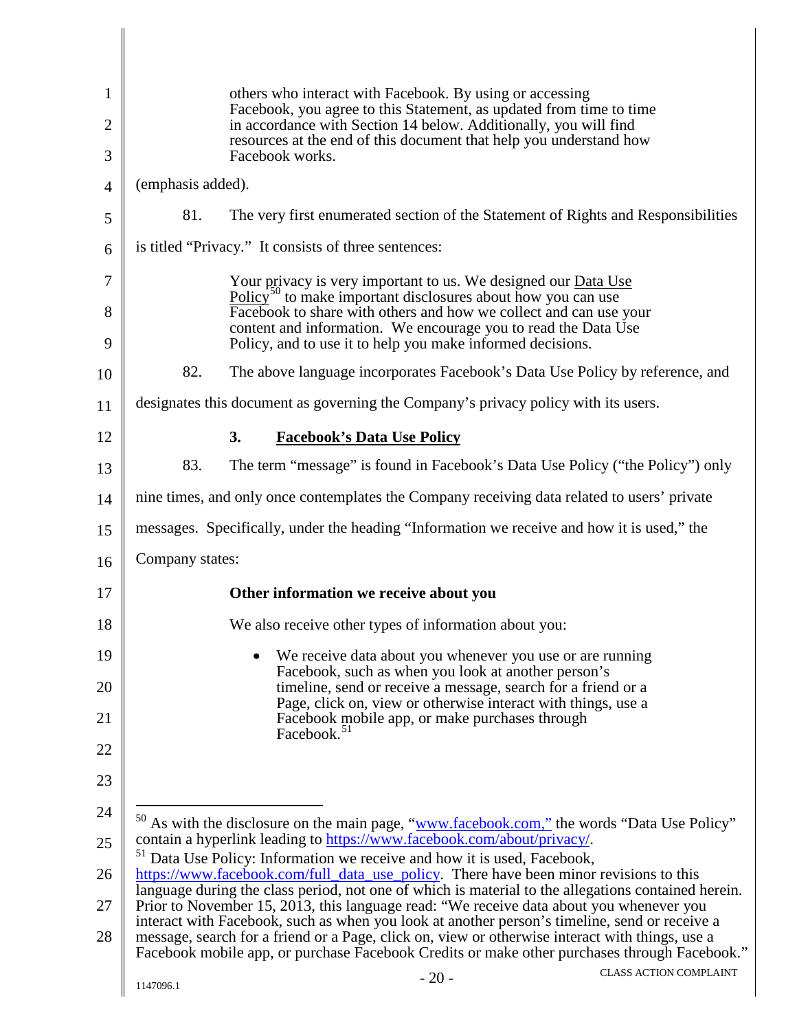> others who interact with Facebook. By using or accessing Facebook, you agree to this Statement, as updated from time to time in accordance with Section 14 below. Additionally, you will find resources at the end of this document that help you understand how Facebook works.

(emphasis added).

81. The very first enumerated section of the Statement of Rights and Responsibilities is titled "Privacy." It consists of three sentences:

> Your privacy is very important to us. We designed our Data Use Policy[50] to make important disclosures about how you can use Facebook to share with others and how we collect and can use your content and information. We encourage you to read the Data Use Policy, and to use it to help you make informed decisions.

82. The above language incorporates Facebook's Data Use Policy by reference, and designates this document as governing the Company's privacy policy with its users.

### 3. Facebook's Data Use Policy

83. The term "message" is found in Facebook's Data Use Policy ("the Policy") only nine times, and only once contemplates the Company receiving data related to users' private messages. Specifically, under the heading "Information we receive and how it is used," the Company states:

> **Other information we receive about you**
>
> We also receive other types of information about you:
>
> - We receive data about you whenever you use or are running Facebook, such as when you look at another person's timeline, send or receive a message, search for a friend or a Page, click on, view or otherwise interact with things, use a Facebook mobile app, or make purchases through Facebook.[51]

---

[50] As with the disclosure on the main page, "www.facebook.com," the words "Data Use Policy" contain a hyperlink leading to https://www.facebook.com/about/privacy/.

[51] Data Use Policy: Information we receive and how it is used, Facebook, https://www.facebook.com/full_data_use_policy. There have been minor revisions to this language during the class period, not one of which is material to the allegations contained herein. Prior to November 15, 2013, this language read: "We receive data about you whenever you interact with Facebook, such as when you look at another person's timeline, send or receive a message, search for a friend or a Page, click on, view or otherwise interact with things, use a Facebook mobile app, or purchase Facebook Credits or make other purchases through Facebook."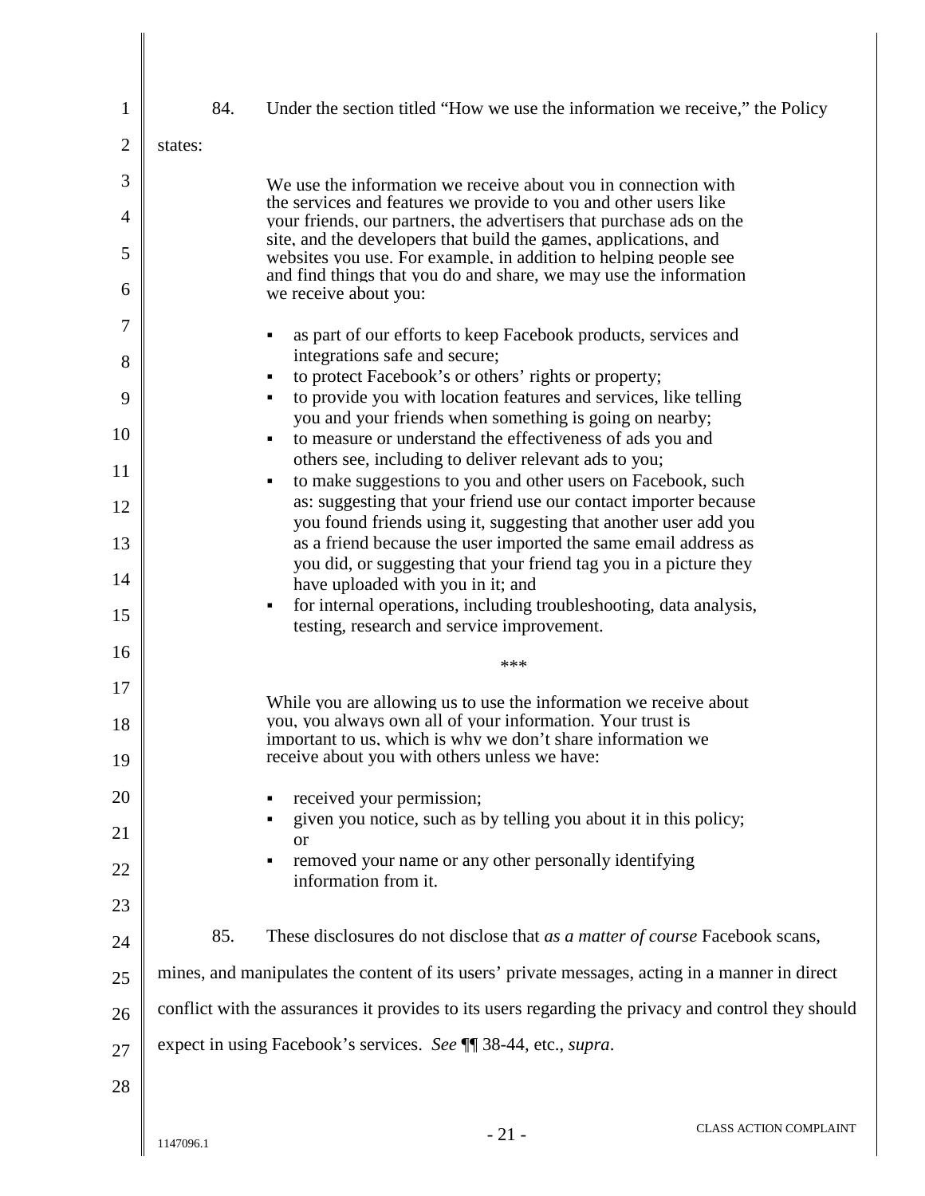84. Under the section titled "How we use the information we receive," the Policy states:

> We use the information we receive about you in connection with the services and features we provide to you and other users like your friends, our partners, the advertisers that purchase ads on the site, and the developers that build the games, applications, and websites you use. For example, in addition to helping people see and find things that you do and share, we may use the information we receive about you:
>
> - as part of our efforts to keep Facebook products, services and integrations safe and secure;
> - to protect Facebook's or others' rights or property;
> - to provide you with location features and services, like telling you and your friends when something is going on nearby;
> - to measure or understand the effectiveness of ads you and others see, including to deliver relevant ads to you;
> - to make suggestions to you and other users on Facebook, such as: suggesting that your friend use our contact importer because you found friends using it, suggesting that another user add you as a friend because the user imported the same email address as you did, or suggesting that your friend tag you in a picture they have uploaded with you in it; and
> - for internal operations, including troubleshooting, data analysis, testing, research and service improvement.
>
> \*\*\*
>
> While you are allowing us to use the information we receive about you, you always own all of your information. Your trust is important to us, which is why we don't share information we receive about you with others unless we have:
>
> - received your permission;
> - given you notice, such as by telling you about it in this policy; or
> - removed your name or any other personally identifying information from it.

85. These disclosures do not disclose that *as a matter of course* Facebook scans, mines, and manipulates the content of its users' private messages, acting in a manner in direct conflict with the assurances it provides to its users regarding the privacy and control they should expect in using Facebook's services. *See* ¶¶ 38-44, etc., *supra*.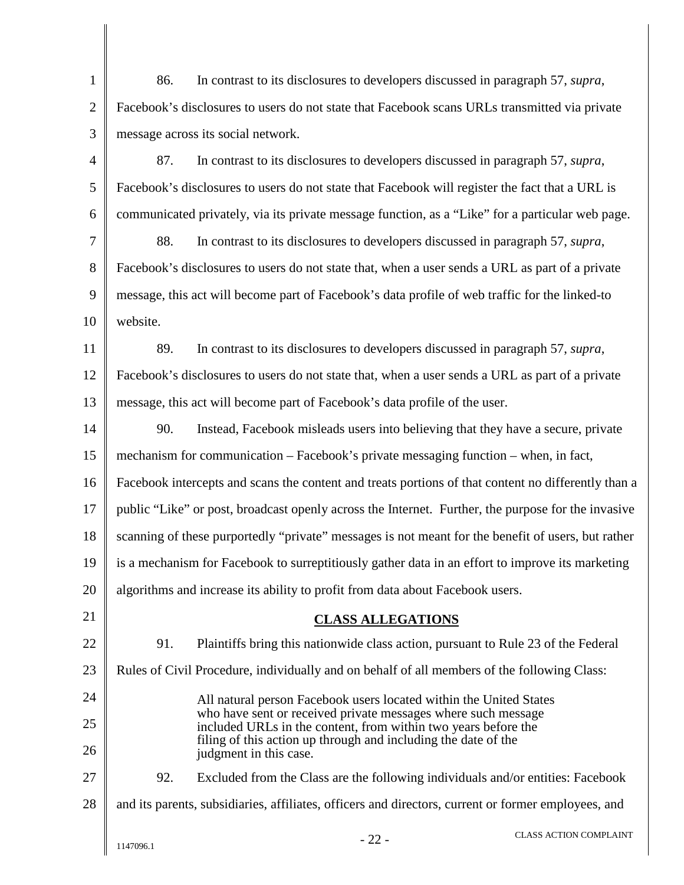86. In contrast to its disclosures to developers discussed in paragraph 57, *supra*, Facebook's disclosures to users do not state that Facebook scans URLs transmitted via private message across its social network.

87. In contrast to its disclosures to developers discussed in paragraph 57, *supra*, Facebook's disclosures to users do not state that Facebook will register the fact that a URL is communicated privately, via its private message function, as a "Like" for a particular web page.

88. In contrast to its disclosures to developers discussed in paragraph 57, *supra*, Facebook's disclosures to users do not state that, when a user sends a URL as part of a private message, this act will become part of Facebook's data profile of web traffic for the linked-to website.

89. In contrast to its disclosures to developers discussed in paragraph 57, *supra*, Facebook's disclosures to users do not state that, when a user sends a URL as part of a private message, this act will become part of Facebook's data profile of the user.

90. Instead, Facebook misleads users into believing that they have a secure, private mechanism for communication – Facebook's private messaging function – when, in fact, Facebook intercepts and scans the content and treats portions of that content no differently than a public "Like" or post, broadcast openly across the Internet. Further, the purpose for the invasive scanning of these purportedly "private" messages is not meant for the benefit of users, but rather is a mechanism for Facebook to surreptitiously gather data in an effort to improve its marketing algorithms and increase its ability to profit from data about Facebook users.

## CLASS ALLEGATIONS

91. Plaintiffs bring this nationwide class action, pursuant to Rule 23 of the Federal Rules of Civil Procedure, individually and on behalf of all members of the following Class:

> All natural person Facebook users located within the United States who have sent or received private messages where such message included URLs in the content, from within two years before the filing of this action up through and including the date of the judgment in this case.

92. Excluded from the Class are the following individuals and/or entities: Facebook and its parents, subsidiaries, affiliates, officers and directors, current or former employees, and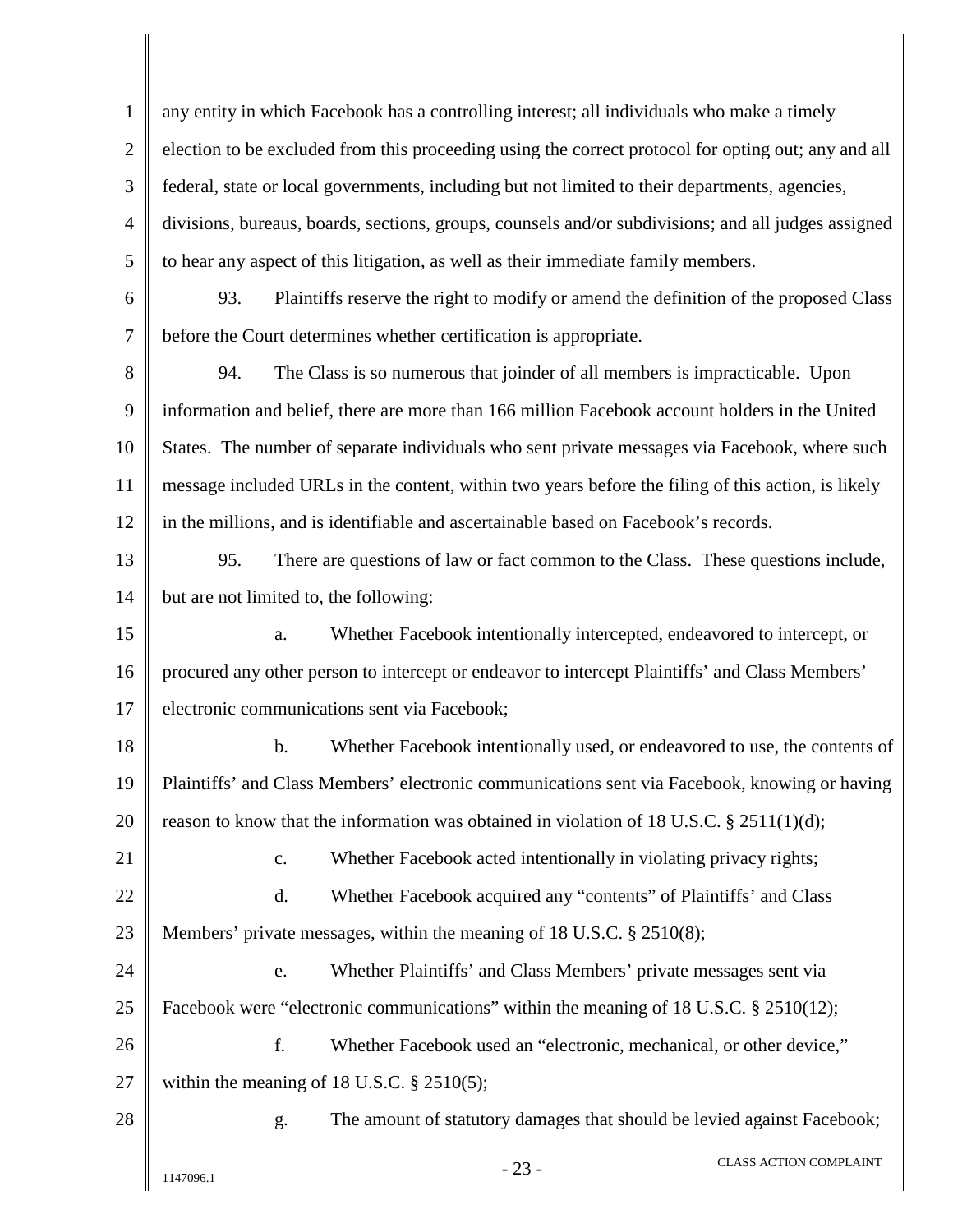any entity in which Facebook has a controlling interest; all individuals who make a timely election to be excluded from this proceeding using the correct protocol for opting out; any and all federal, state or local governments, including but not limited to their departments, agencies, divisions, bureaus, boards, sections, groups, counsels and/or subdivisions; and all judges assigned to hear any aspect of this litigation, as well as their immediate family members.

93. Plaintiffs reserve the right to modify or amend the definition of the proposed Class before the Court determines whether certification is appropriate.

94. The Class is so numerous that joinder of all members is impracticable. Upon information and belief, there are more than 166 million Facebook account holders in the United States. The number of separate individuals who sent private messages via Facebook, where such message included URLs in the content, within two years before the filing of this action, is likely in the millions, and is identifiable and ascertainable based on Facebook's records.

95. There are questions of law or fact common to the Class. These questions include, but are not limited to, the following:

a. Whether Facebook intentionally intercepted, endeavored to intercept, or procured any other person to intercept or endeavor to intercept Plaintiffs' and Class Members' electronic communications sent via Facebook;

b. Whether Facebook intentionally used, or endeavored to use, the contents of Plaintiffs' and Class Members' electronic communications sent via Facebook, knowing or having reason to know that the information was obtained in violation of 18 U.S.C. § 2511(1)(d);

c. Whether Facebook acted intentionally in violating privacy rights;

d. Whether Facebook acquired any "contents" of Plaintiffs' and Class Members' private messages, within the meaning of 18 U.S.C. § 2510(8);

e. Whether Plaintiffs' and Class Members' private messages sent via Facebook were "electronic communications" within the meaning of 18 U.S.C. § 2510(12);

f. Whether Facebook used an "electronic, mechanical, or other device," within the meaning of 18 U.S.C. § 2510(5);

g. The amount of statutory damages that should be levied against Facebook;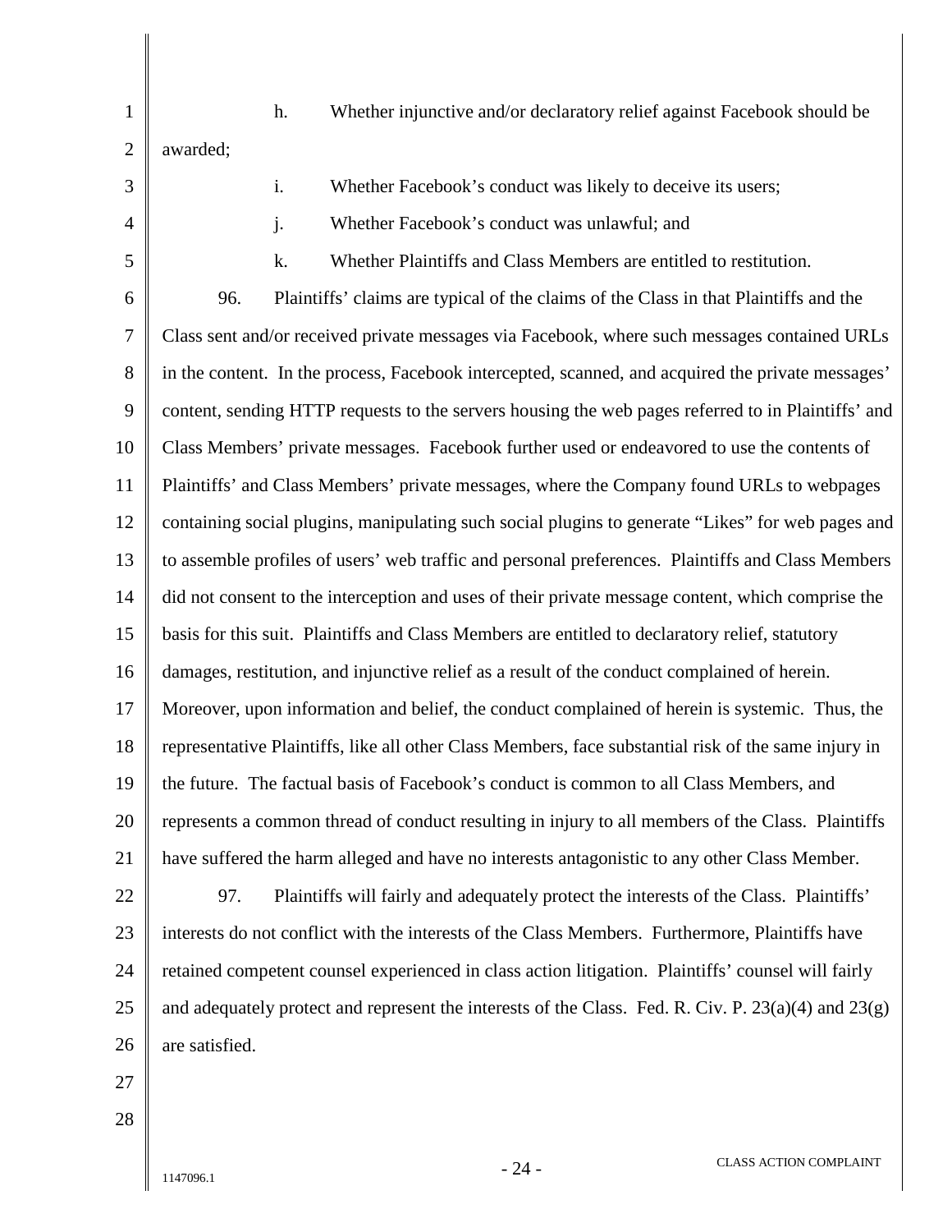h. Whether injunctive and/or declaratory relief against Facebook should be awarded;

i. Whether Facebook's conduct was likely to deceive its users;

j. Whether Facebook's conduct was unlawful; and

k. Whether Plaintiffs and Class Members are entitled to restitution.

96. Plaintiffs' claims are typical of the claims of the Class in that Plaintiffs and the Class sent and/or received private messages via Facebook, where such messages contained URLs in the content. In the process, Facebook intercepted, scanned, and acquired the private messages' content, sending HTTP requests to the servers housing the web pages referred to in Plaintiffs' and Class Members' private messages. Facebook further used or endeavored to use the contents of Plaintiffs' and Class Members' private messages, where the Company found URLs to webpages containing social plugins, manipulating such social plugins to generate "Likes" for web pages and to assemble profiles of users' web traffic and personal preferences. Plaintiffs and Class Members did not consent to the interception and uses of their private message content, which comprise the basis for this suit. Plaintiffs and Class Members are entitled to declaratory relief, statutory damages, restitution, and injunctive relief as a result of the conduct complained of herein. Moreover, upon information and belief, the conduct complained of herein is systemic. Thus, the representative Plaintiffs, like all other Class Members, face substantial risk of the same injury in the future. The factual basis of Facebook's conduct is common to all Class Members, and represents a common thread of conduct resulting in injury to all members of the Class. Plaintiffs have suffered the harm alleged and have no interests antagonistic to any other Class Member.

97. Plaintiffs will fairly and adequately protect the interests of the Class. Plaintiffs' interests do not conflict with the interests of the Class Members. Furthermore, Plaintiffs have retained competent counsel experienced in class action litigation. Plaintiffs' counsel will fairly and adequately protect and represent the interests of the Class. Fed. R. Civ. P. 23(a)(4) and 23(g) are satisfied.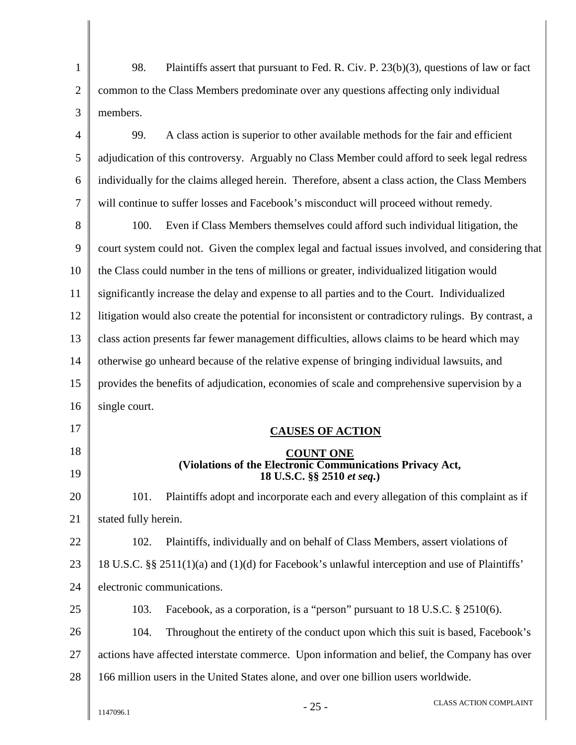98. Plaintiffs assert that pursuant to Fed. R. Civ. P. 23(b)(3), questions of law or fact common to the Class Members predominate over any questions affecting only individual members.

99. A class action is superior to other available methods for the fair and efficient adjudication of this controversy. Arguably no Class Member could afford to seek legal redress individually for the claims alleged herein. Therefore, absent a class action, the Class Members will continue to suffer losses and Facebook's misconduct will proceed without remedy.

100. Even if Class Members themselves could afford such individual litigation, the court system could not. Given the complex legal and factual issues involved, and considering that the Class could number in the tens of millions or greater, individualized litigation would significantly increase the delay and expense to all parties and to the Court. Individualized litigation would also create the potential for inconsistent or contradictory rulings. By contrast, a class action presents far fewer management difficulties, allows claims to be heard which may otherwise go unheard because of the relative expense of bringing individual lawsuits, and provides the benefits of adjudication, economies of scale and comprehensive supervision by a single court.

## CAUSES OF ACTION

### COUNT ONE
### (Violations of the Electronic Communications Privacy Act, 18 U.S.C. §§ 2510 *et seq.*)

101. Plaintiffs adopt and incorporate each and every allegation of this complaint as if stated fully herein.

102. Plaintiffs, individually and on behalf of Class Members, assert violations of 18 U.S.C. §§ 2511(1)(a) and (1)(d) for Facebook's unlawful interception and use of Plaintiffs' electronic communications.

103. Facebook, as a corporation, is a "person" pursuant to 18 U.S.C. § 2510(6).

104. Throughout the entirety of the conduct upon which this suit is based, Facebook's actions have affected interstate commerce. Upon information and belief, the Company has over 166 million users in the United States alone, and over one billion users worldwide.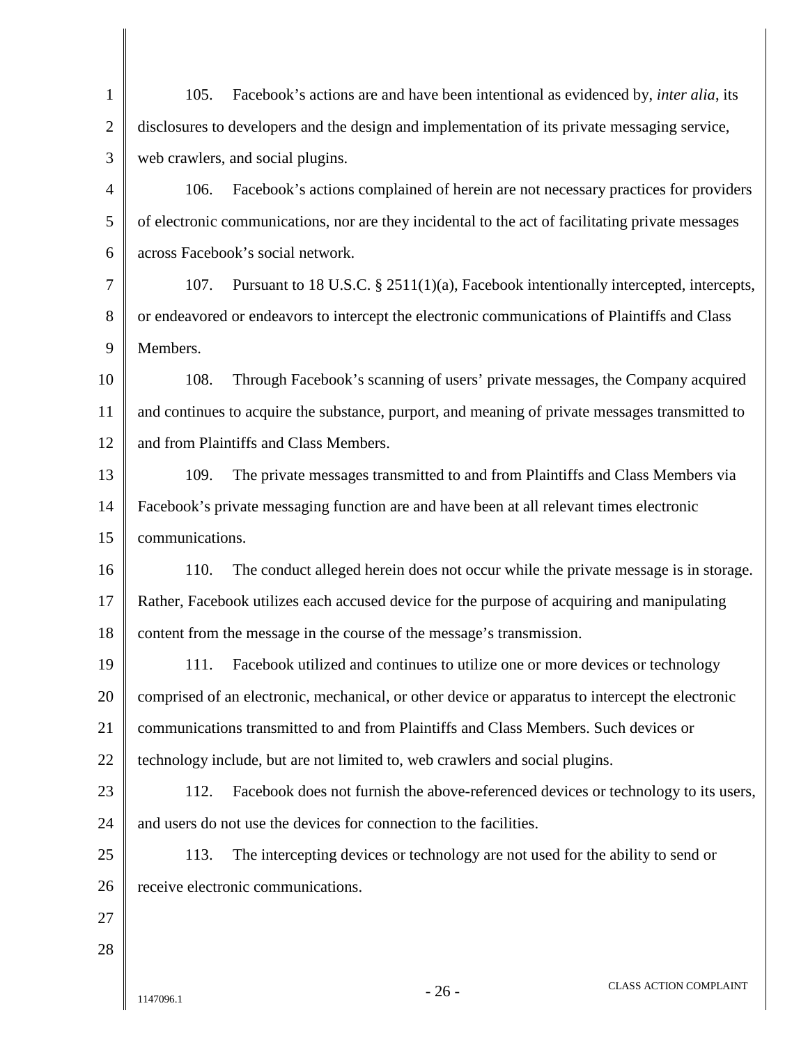105. Facebook's actions are and have been intentional as evidenced by, *inter alia*, its disclosures to developers and the design and implementation of its private messaging service, web crawlers, and social plugins.

106. Facebook's actions complained of herein are not necessary practices for providers of electronic communications, nor are they incidental to the act of facilitating private messages across Facebook's social network.

107. Pursuant to 18 U.S.C. § 2511(1)(a), Facebook intentionally intercepted, intercepts, or endeavored or endeavors to intercept the electronic communications of Plaintiffs and Class Members.

108. Through Facebook's scanning of users' private messages, the Company acquired and continues to acquire the substance, purport, and meaning of private messages transmitted to and from Plaintiffs and Class Members.

109. The private messages transmitted to and from Plaintiffs and Class Members via Facebook's private messaging function are and have been at all relevant times electronic communications.

110. The conduct alleged herein does not occur while the private message is in storage. Rather, Facebook utilizes each accused device for the purpose of acquiring and manipulating content from the message in the course of the message's transmission.

111. Facebook utilized and continues to utilize one or more devices or technology comprised of an electronic, mechanical, or other device or apparatus to intercept the electronic communications transmitted to and from Plaintiffs and Class Members. Such devices or technology include, but are not limited to, web crawlers and social plugins.

112. Facebook does not furnish the above-referenced devices or technology to its users, and users do not use the devices for connection to the facilities.

113. The intercepting devices or technology are not used for the ability to send or receive electronic communications.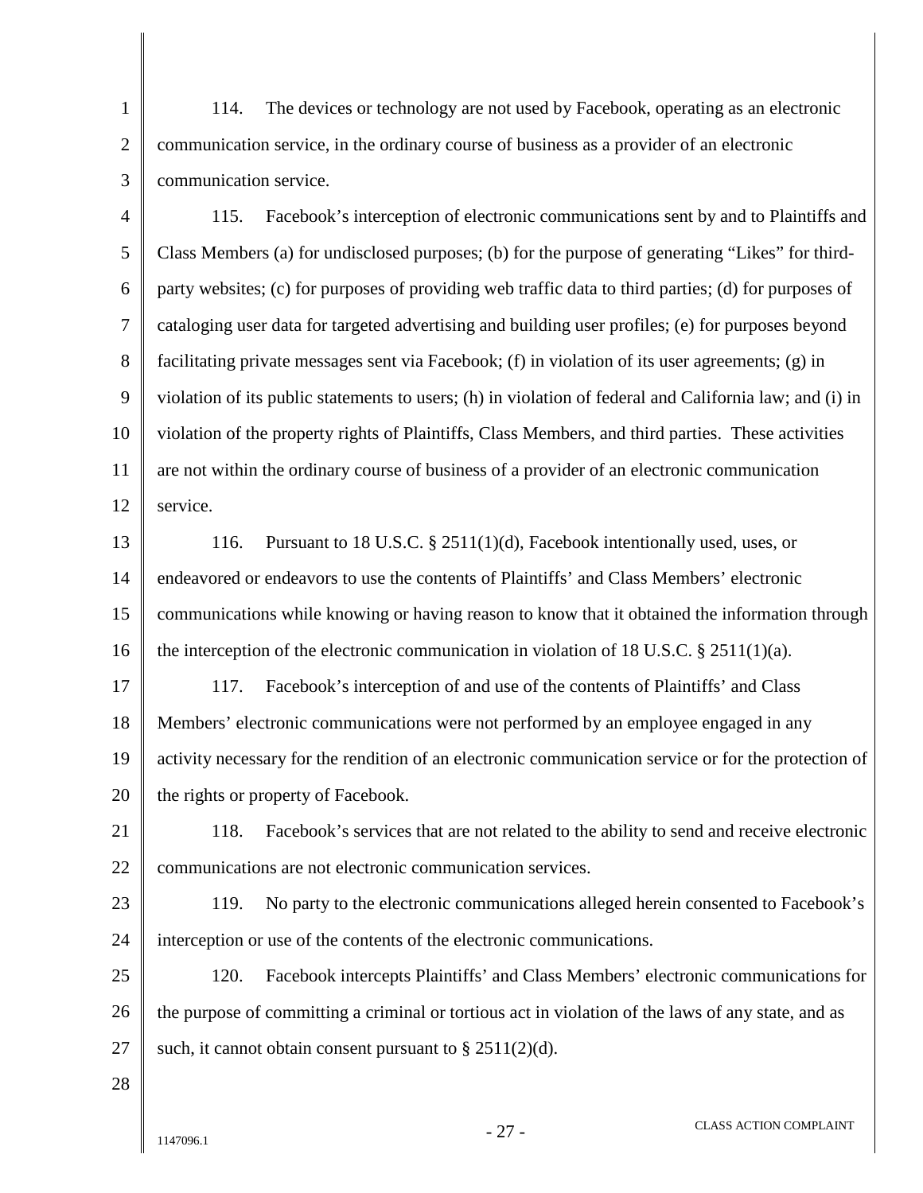114. The devices or technology are not used by Facebook, operating as an electronic communication service, in the ordinary course of business as a provider of an electronic communication service.

115. Facebook's interception of electronic communications sent by and to Plaintiffs and Class Members (a) for undisclosed purposes; (b) for the purpose of generating "Likes" for third-party websites; (c) for purposes of providing web traffic data to third parties; (d) for purposes of cataloging user data for targeted advertising and building user profiles; (e) for purposes beyond facilitating private messages sent via Facebook; (f) in violation of its user agreements; (g) in violation of its public statements to users; (h) in violation of federal and California law; and (i) in violation of the property rights of Plaintiffs, Class Members, and third parties. These activities are not within the ordinary course of business of a provider of an electronic communication service.

116. Pursuant to 18 U.S.C. § 2511(1)(d), Facebook intentionally used, uses, or endeavored or endeavors to use the contents of Plaintiffs' and Class Members' electronic communications while knowing or having reason to know that it obtained the information through the interception of the electronic communication in violation of 18 U.S.C. § 2511(1)(a).

117. Facebook's interception of and use of the contents of Plaintiffs' and Class Members' electronic communications were not performed by an employee engaged in any activity necessary for the rendition of an electronic communication service or for the protection of the rights or property of Facebook.

118. Facebook's services that are not related to the ability to send and receive electronic communications are not electronic communication services.

119. No party to the electronic communications alleged herein consented to Facebook's interception or use of the contents of the electronic communications.

120. Facebook intercepts Plaintiffs' and Class Members' electronic communications for the purpose of committing a criminal or tortious act in violation of the laws of any state, and as such, it cannot obtain consent pursuant to § 2511(2)(d).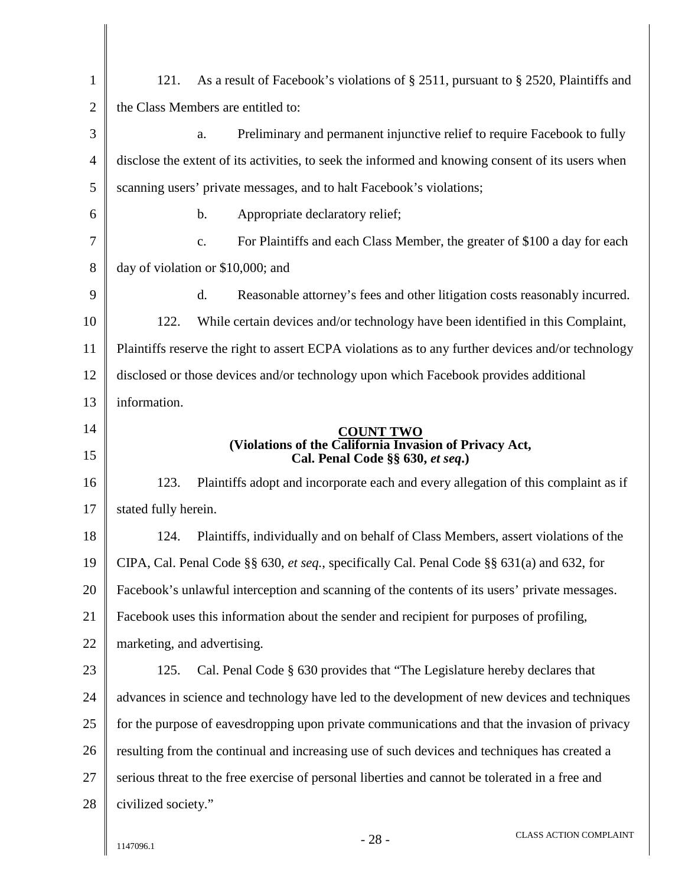121. As a result of Facebook's violations of § 2511, pursuant to § 2520, Plaintiffs and the Class Members are entitled to:

a. Preliminary and permanent injunctive relief to require Facebook to fully disclose the extent of its activities, to seek the informed and knowing consent of its users when scanning users' private messages, and to halt Facebook's violations;

b. Appropriate declaratory relief;

c. For Plaintiffs and each Class Member, the greater of $100 a day for each day of violation or $10,000; and

d. Reasonable attorney's fees and other litigation costs reasonably incurred.

122. While certain devices and/or technology have been identified in this Complaint, Plaintiffs reserve the right to assert ECPA violations as to any further devices and/or technology disclosed or those devices and/or technology upon which Facebook provides additional information.

**COUNT TWO**
**(Violations of the California Invasion of Privacy Act, Cal. Penal Code §§ 630, *et seq*.)**

123. Plaintiffs adopt and incorporate each and every allegation of this complaint as if stated fully herein.

124. Plaintiffs, individually and on behalf of Class Members, assert violations of the CIPA, Cal. Penal Code §§ 630, *et seq.*, specifically Cal. Penal Code §§ 631(a) and 632, for Facebook's unlawful interception and scanning of the contents of its users' private messages. Facebook uses this information about the sender and recipient for purposes of profiling, marketing, and advertising.

125. Cal. Penal Code § 630 provides that "The Legislature hereby declares that advances in science and technology have led to the development of new devices and techniques for the purpose of eavesdropping upon private communications and that the invasion of privacy resulting from the continual and increasing use of such devices and techniques has created a serious threat to the free exercise of personal liberties and cannot be tolerated in a free and civilized society."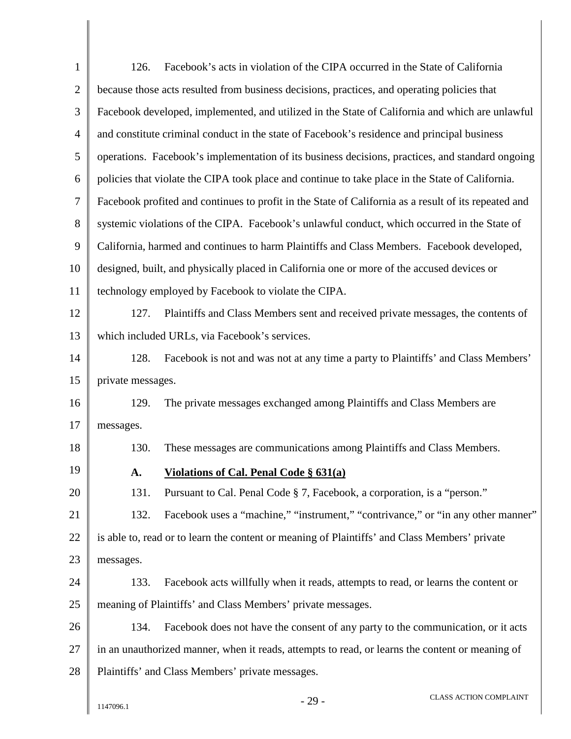126. Facebook's acts in violation of the CIPA occurred in the State of California because those acts resulted from business decisions, practices, and operating policies that Facebook developed, implemented, and utilized in the State of California and which are unlawful and constitute criminal conduct in the state of Facebook's residence and principal business operations. Facebook's implementation of its business decisions, practices, and standard ongoing policies that violate the CIPA took place and continue to take place in the State of California. Facebook profited and continues to profit in the State of California as a result of its repeated and systemic violations of the CIPA. Facebook's unlawful conduct, which occurred in the State of California, harmed and continues to harm Plaintiffs and Class Members. Facebook developed, designed, built, and physically placed in California one or more of the accused devices or technology employed by Facebook to violate the CIPA.

127. Plaintiffs and Class Members sent and received private messages, the contents of which included URLs, via Facebook's services.

128. Facebook is not and was not at any time a party to Plaintiffs' and Class Members' private messages.

129. The private messages exchanged among Plaintiffs and Class Members are messages.

130. These messages are communications among Plaintiffs and Class Members.

### A. Violations of Cal. Penal Code § 631(a)

131. Pursuant to Cal. Penal Code § 7, Facebook, a corporation, is a "person."

132. Facebook uses a "machine," "instrument," "contrivance," or "in any other manner" is able to, read or to learn the content or meaning of Plaintiffs' and Class Members' private messages.

133. Facebook acts willfully when it reads, attempts to read, or learns the content or meaning of Plaintiffs' and Class Members' private messages.

134. Facebook does not have the consent of any party to the communication, or it acts in an unauthorized manner, when it reads, attempts to read, or learns the content or meaning of Plaintiffs' and Class Members' private messages.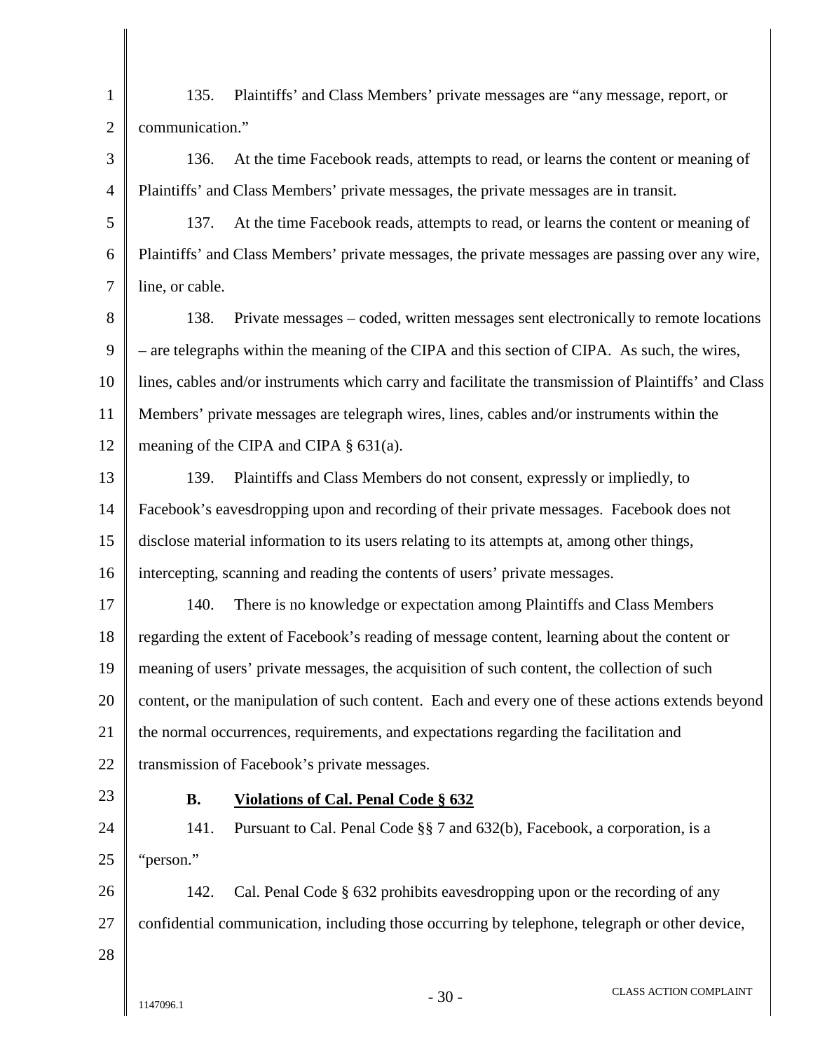135. Plaintiffs' and Class Members' private messages are "any message, report, or communication."

136. At the time Facebook reads, attempts to read, or learns the content or meaning of Plaintiffs' and Class Members' private messages, the private messages are in transit.

137. At the time Facebook reads, attempts to read, or learns the content or meaning of Plaintiffs' and Class Members' private messages, the private messages are passing over any wire, line, or cable.

138. Private messages – coded, written messages sent electronically to remote locations – are telegraphs within the meaning of the CIPA and this section of CIPA. As such, the wires, lines, cables and/or instruments which carry and facilitate the transmission of Plaintiffs' and Class Members' private messages are telegraph wires, lines, cables and/or instruments within the meaning of the CIPA and CIPA § 631(a).

139. Plaintiffs and Class Members do not consent, expressly or impliedly, to Facebook's eavesdropping upon and recording of their private messages. Facebook does not disclose material information to its users relating to its attempts at, among other things, intercepting, scanning and reading the contents of users' private messages.

140. There is no knowledge or expectation among Plaintiffs and Class Members regarding the extent of Facebook's reading of message content, learning about the content or meaning of users' private messages, the acquisition of such content, the collection of such content, or the manipulation of such content. Each and every one of these actions extends beyond the normal occurrences, requirements, and expectations regarding the facilitation and transmission of Facebook's private messages.

### B. <u>Violations of Cal. Penal Code § 632</u>

141. Pursuant to Cal. Penal Code §§ 7 and 632(b), Facebook, a corporation, is a "person."

142. Cal. Penal Code § 632 prohibits eavesdropping upon or the recording of any confidential communication, including those occurring by telephone, telegraph or other device,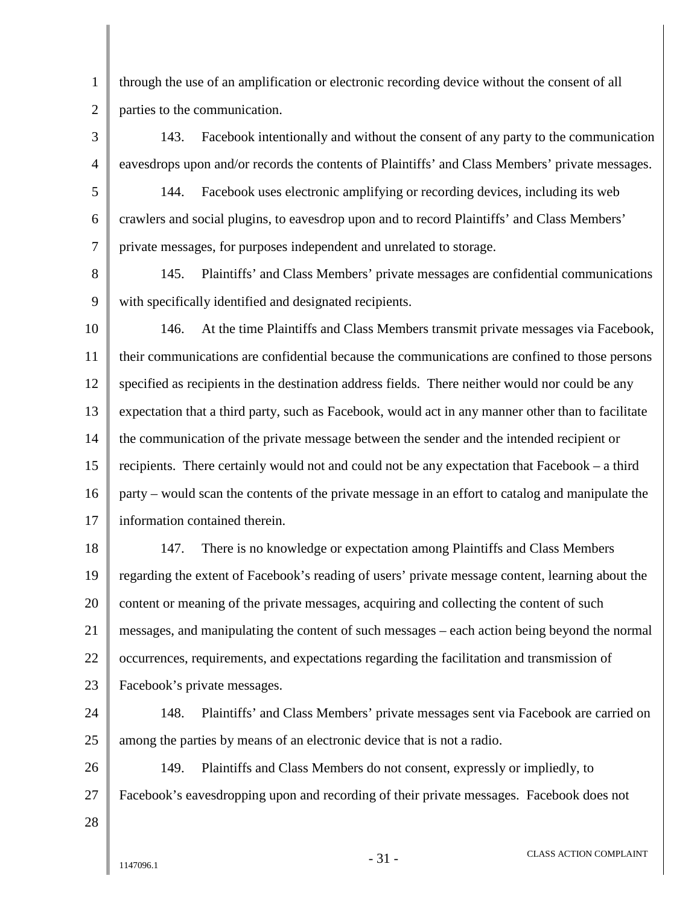through the use of an amplification or electronic recording device without the consent of all parties to the communication.

143. Facebook intentionally and without the consent of any party to the communication eavesdrops upon and/or records the contents of Plaintiffs' and Class Members' private messages.

144. Facebook uses electronic amplifying or recording devices, including its web crawlers and social plugins, to eavesdrop upon and to record Plaintiffs' and Class Members' private messages, for purposes independent and unrelated to storage.

145. Plaintiffs' and Class Members' private messages are confidential communications with specifically identified and designated recipients.

146. At the time Plaintiffs and Class Members transmit private messages via Facebook, their communications are confidential because the communications are confined to those persons specified as recipients in the destination address fields. There neither would nor could be any expectation that a third party, such as Facebook, would act in any manner other than to facilitate the communication of the private message between the sender and the intended recipient or recipients. There certainly would not and could not be any expectation that Facebook – a third party – would scan the contents of the private message in an effort to catalog and manipulate the information contained therein.

147. There is no knowledge or expectation among Plaintiffs and Class Members regarding the extent of Facebook's reading of users' private message content, learning about the content or meaning of the private messages, acquiring and collecting the content of such messages, and manipulating the content of such messages – each action being beyond the normal occurrences, requirements, and expectations regarding the facilitation and transmission of Facebook's private messages.

148. Plaintiffs' and Class Members' private messages sent via Facebook are carried on among the parties by means of an electronic device that is not a radio.

149. Plaintiffs and Class Members do not consent, expressly or impliedly, to Facebook's eavesdropping upon and recording of their private messages. Facebook does not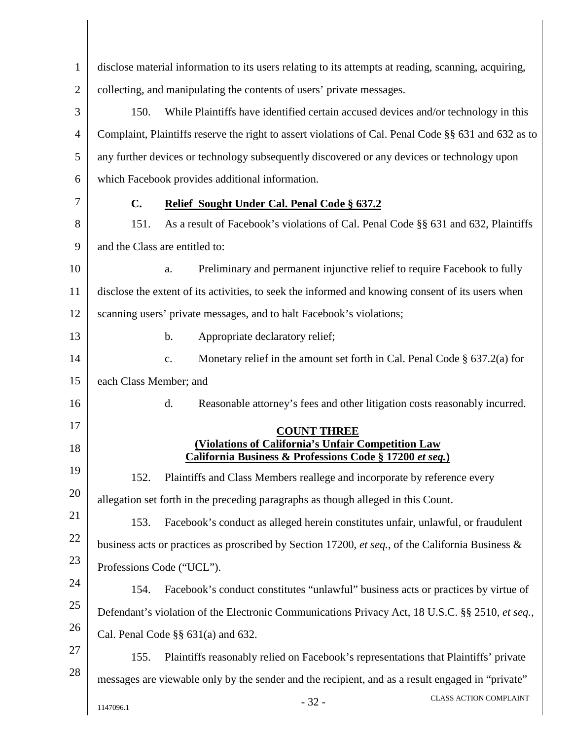disclose material information to its users relating to its attempts at reading, scanning, acquiring, collecting, and manipulating the contents of users' private messages.

150. While Plaintiffs have identified certain accused devices and/or technology in this Complaint, Plaintiffs reserve the right to assert violations of Cal. Penal Code §§ 631 and 632 as to any further devices or technology subsequently discovered or any devices or technology upon which Facebook provides additional information.

### C. Relief Sought Under Cal. Penal Code § 637.2

151. As a result of Facebook's violations of Cal. Penal Code §§ 631 and 632, Plaintiffs and the Class are entitled to:

a. Preliminary and permanent injunctive relief to require Facebook to fully disclose the extent of its activities, to seek the informed and knowing consent of its users when scanning users' private messages, and to halt Facebook's violations;

b. Appropriate declaratory relief;

c. Monetary relief in the amount set forth in Cal. Penal Code § 637.2(a) for each Class Member; and

d. Reasonable attorney's fees and other litigation costs reasonably incurred.

## COUNT THREE
## (Violations of California's Unfair Competition Law California Business & Professions Code § 17200 *et seq.*)

152. Plaintiffs and Class Members reallege and incorporate by reference every allegation set forth in the preceding paragraphs as though alleged in this Count.

153. Facebook's conduct as alleged herein constitutes unfair, unlawful, or fraudulent business acts or practices as proscribed by Section 17200, *et seq.*, of the California Business & Professions Code ("UCL").

154. Facebook's conduct constitutes "unlawful" business acts or practices by virtue of Defendant's violation of the Electronic Communications Privacy Act, 18 U.S.C. §§ 2510, *et seq.*, Cal. Penal Code §§ 631(a) and 632.

155. Plaintiffs reasonably relied on Facebook's representations that Plaintiffs' private messages are viewable only by the sender and the recipient, and as a result engaged in "private"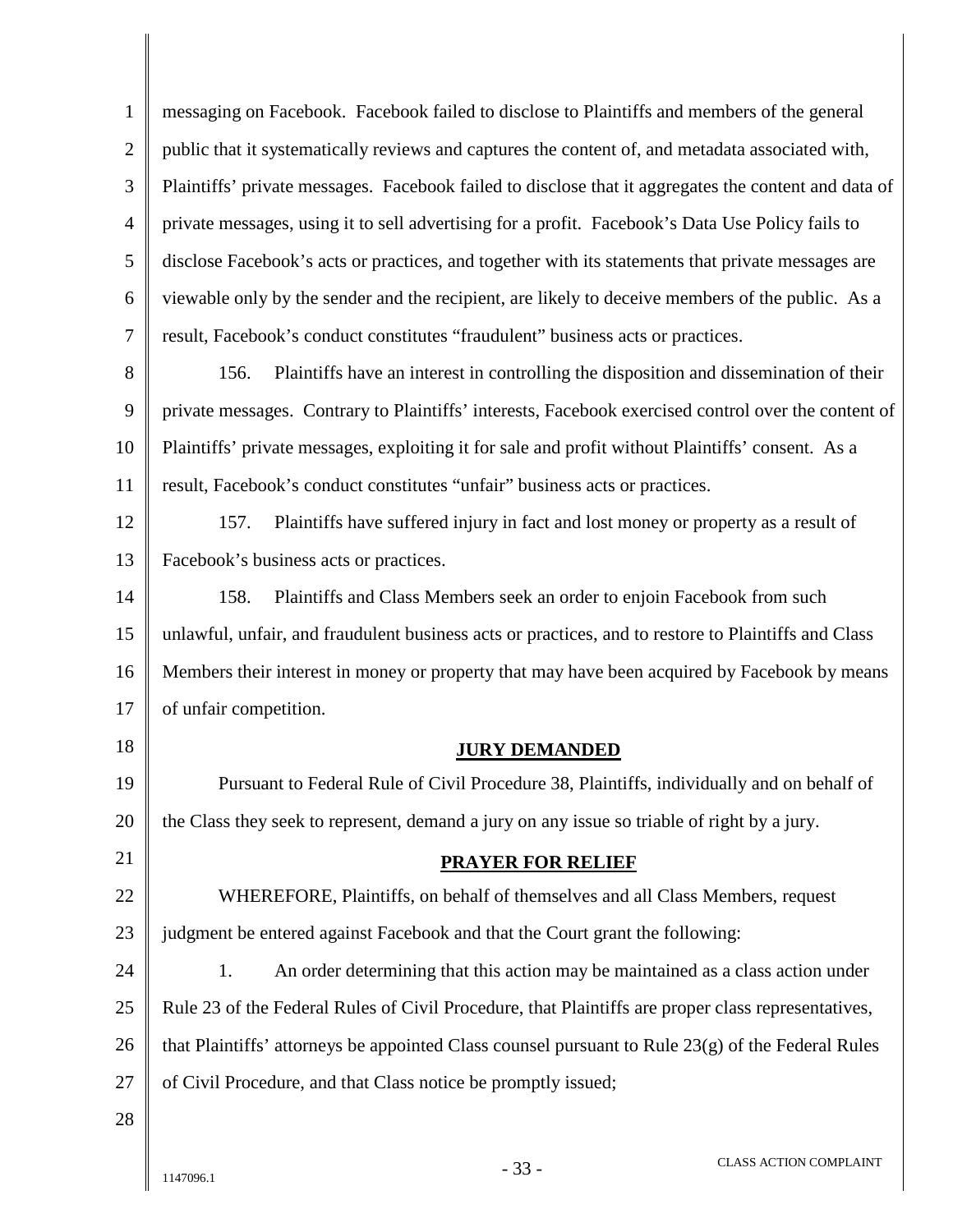messaging on Facebook. Facebook failed to disclose to Plaintiffs and members of the general public that it systematically reviews and captures the content of, and metadata associated with, Plaintiffs' private messages. Facebook failed to disclose that it aggregates the content and data of private messages, using it to sell advertising for a profit. Facebook's Data Use Policy fails to disclose Facebook's acts or practices, and together with its statements that private messages are viewable only by the sender and the recipient, are likely to deceive members of the public. As a result, Facebook's conduct constitutes "fraudulent" business acts or practices.

156. Plaintiffs have an interest in controlling the disposition and dissemination of their private messages. Contrary to Plaintiffs' interests, Facebook exercised control over the content of Plaintiffs' private messages, exploiting it for sale and profit without Plaintiffs' consent. As a result, Facebook's conduct constitutes "unfair" business acts or practices.

157. Plaintiffs have suffered injury in fact and lost money or property as a result of Facebook's business acts or practices.

158. Plaintiffs and Class Members seek an order to enjoin Facebook from such unlawful, unfair, and fraudulent business acts or practices, and to restore to Plaintiffs and Class Members their interest in money or property that may have been acquired by Facebook by means of unfair competition.

## JURY DEMANDED

Pursuant to Federal Rule of Civil Procedure 38, Plaintiffs, individually and on behalf of the Class they seek to represent, demand a jury on any issue so triable of right by a jury.

## PRAYER FOR RELIEF

WHEREFORE, Plaintiffs, on behalf of themselves and all Class Members, request judgment be entered against Facebook and that the Court grant the following:

1. An order determining that this action may be maintained as a class action under Rule 23 of the Federal Rules of Civil Procedure, that Plaintiffs are proper class representatives, that Plaintiffs' attorneys be appointed Class counsel pursuant to Rule 23(g) of the Federal Rules of Civil Procedure, and that Class notice be promptly issued;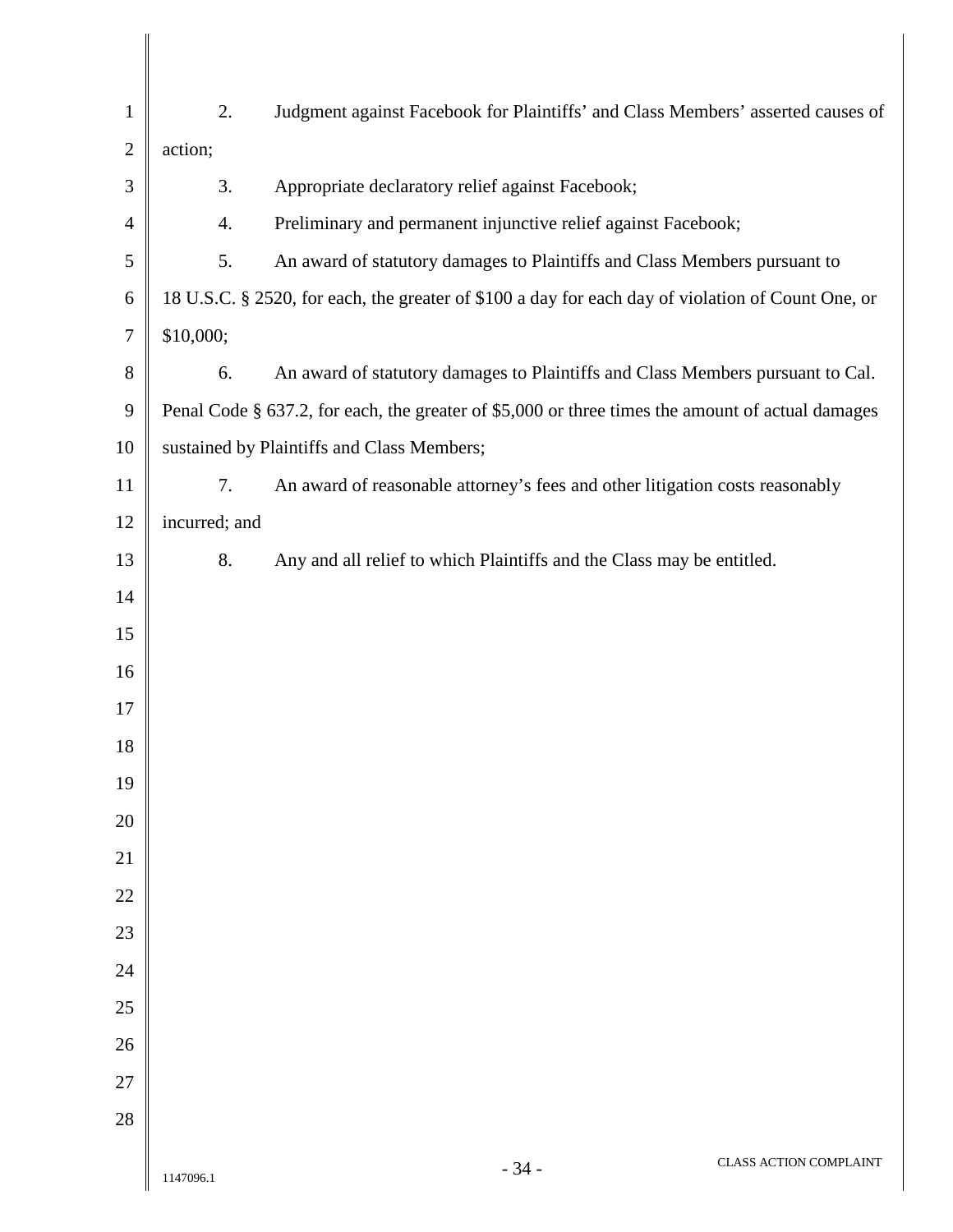2. Judgment against Facebook for Plaintiffs' and Class Members' asserted causes of action;

3. Appropriate declaratory relief against Facebook;

4. Preliminary and permanent injunctive relief against Facebook;

5. An award of statutory damages to Plaintiffs and Class Members pursuant to 18 U.S.C. § 2520, for each, the greater of $100 a day for each day of violation of Count One, or $10,000;

6. An award of statutory damages to Plaintiffs and Class Members pursuant to Cal. Penal Code § 637.2, for each, the greater of $5,000 or three times the amount of actual damages sustained by Plaintiffs and Class Members;

7. An award of reasonable attorney's fees and other litigation costs reasonably incurred; and

8. Any and all relief to which Plaintiffs and the Class may be entitled.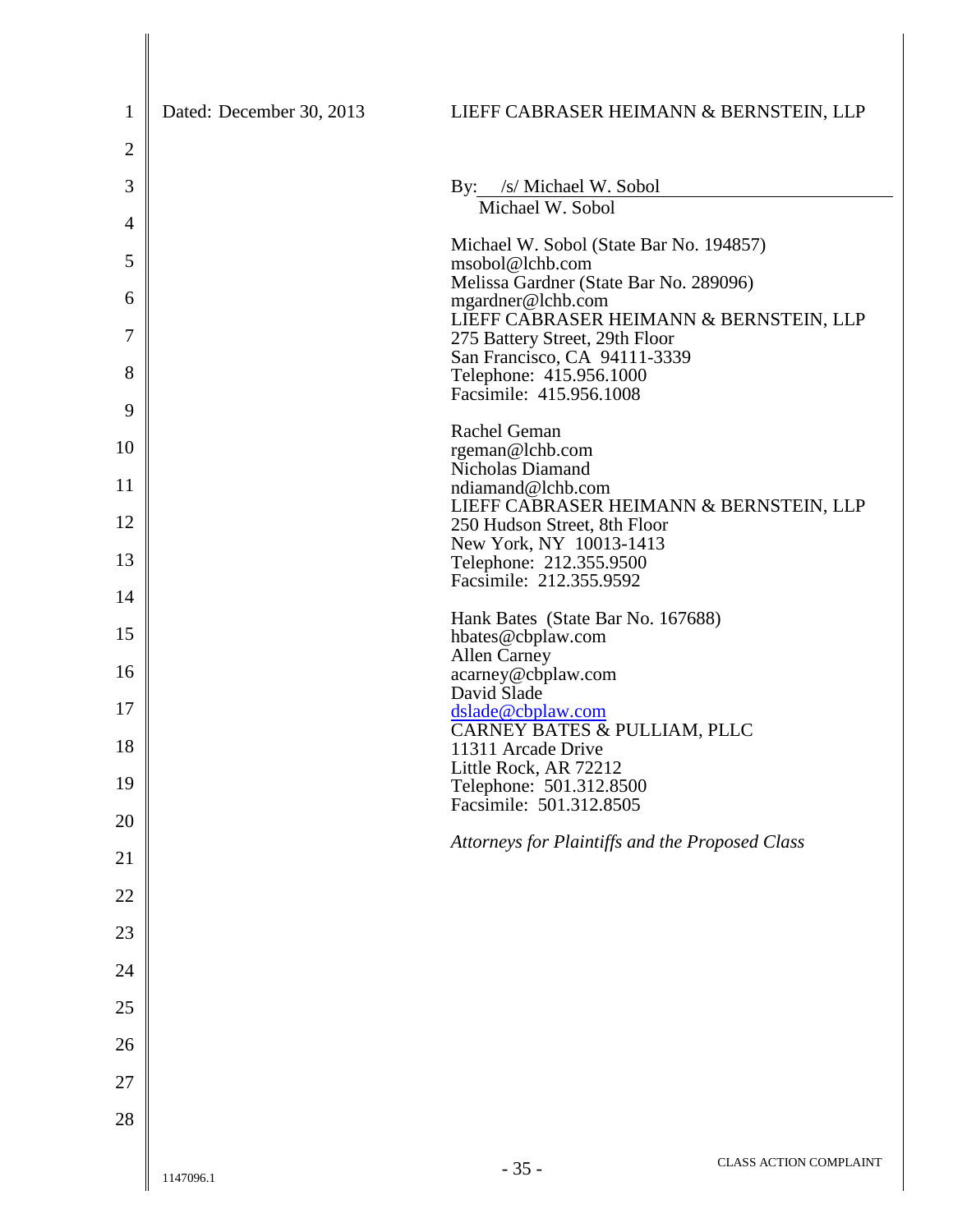Dated: December 30, 2013

LIEFF CABRASER HEIMANN & BERNSTEIN, LLP

By: /s/ Michael W. Sobol
Michael W. Sobol

Michael W. Sobol (State Bar No. 194857)
msobol@lchb.com
Melissa Gardner (State Bar No. 289096)
mgardner@lchb.com
LIEFF CABRASER HEIMANN & BERNSTEIN, LLP
275 Battery Street, 29th Floor
San Francisco, CA 94111-3339
Telephone: 415.956.1000
Facsimile: 415.956.1008

Rachel Geman
rgeman@lchb.com
Nicholas Diamand
ndiamand@lchb.com
LIEFF CABRASER HEIMANN & BERNSTEIN, LLP
250 Hudson Street, 8th Floor
New York, NY 10013-1413
Telephone: 212.355.9500
Facsimile: 212.355.9592

Hank Bates (State Bar No. 167688)
hbates@cbplaw.com
Allen Carney
acarney@cbplaw.com
David Slade
dslade@cbplaw.com
CARNEY BATES & PULLIAM, PLLC
11311 Arcade Drive
Little Rock, AR 72212
Telephone: 501.312.8500
Facsimile: 501.312.8505

*Attorneys for Plaintiffs and the Proposed Class*